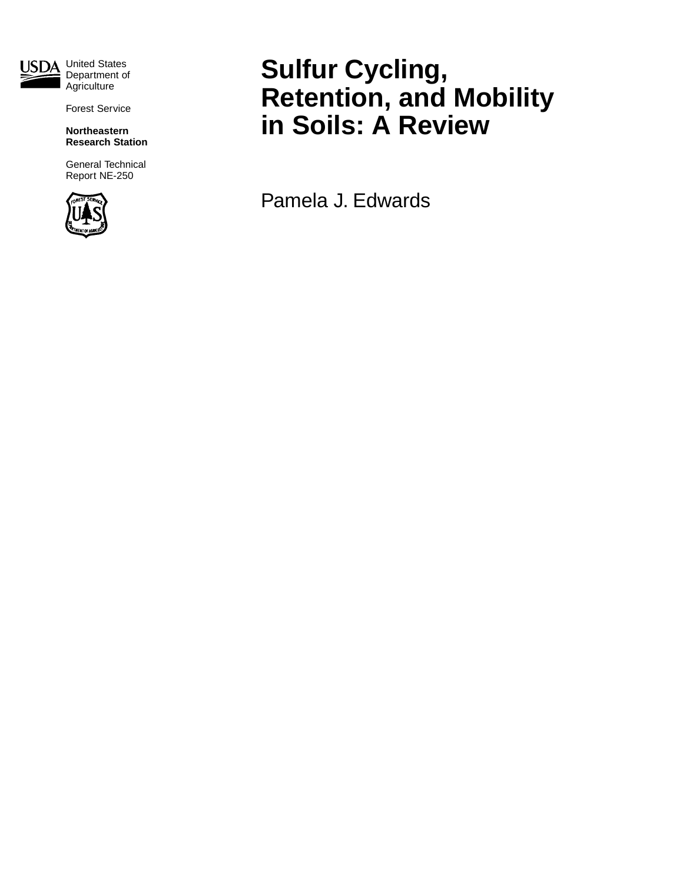United States Department of Agriculture

Forest Service

**Northeastern Research Station**

General Technical Report NE-250

# Sulfur Cycling, Retention, and Mobility in Soils: A Review

Pamela J. Edwards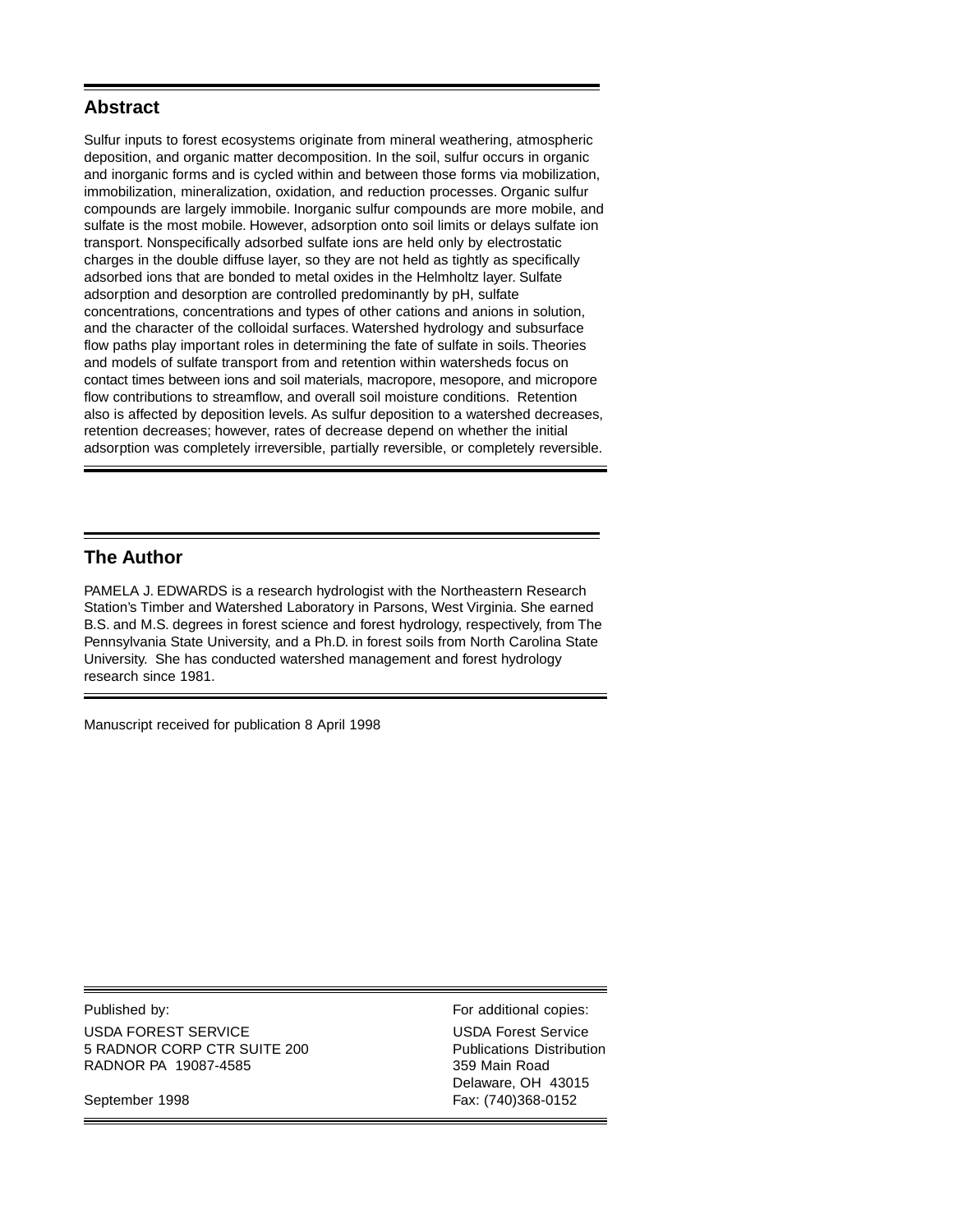## Abstract

Sulfur inputs to forest ecosystems originate from mineral weathering, atmospheric deposition, and organic matter decomposition. In the soil, sulfur occurs in organic and inorganic forms and is cycled within and between those forms via mobilization, immobilization, mineralization, oxidation, and reduction processes. Organic sulfur compounds are largely immobile. Inorganic sulfur compounds are more mobile, and sulfate is the most mobile. However, adsorption onto soil limits or delays sulfate ion transport. Nonspecifically adsorbed sulfate ions are held only by electrostatic charges in the double diffuse layer, so they are not held as tightly as specifically adsorbed ions that are bonded to metal oxides in the Helmholtz layer. Sulfate adsorption and desorption are controlled predominantly by pH, sulfate concentrations, concentrations and types of other cations and anions in solution, and the character of the colloidal surfaces. Watershed hydrology and subsurface flow paths play important roles in determining the fate of sulfate in soils. Theories and models of sulfate transport from and retention within watersheds focus on contact times between ions and soil materials, macropore, mesopore, and micropore flow contributions to streamflow, and overall soil moisture conditions. Retention also is affected by deposition levels. As sulfur deposition to a watershed decreases, retention decreases; however, rates of decrease depend on whether the initial adsorption was completely irreversible, partially reversible, or completely reversible.

## The Author

PAMELA J. EDWARDS is a research hydrologist with the Northeastern Research Station's Timber and Watershed Laboratory in Parsons, West Virginia. She earned B.S. and M.S. degrees in forest science and forest hydrology, respectively, from The Pennsylvania State University, and a Ph.D. in forest soils from North Carolina State University. She has conducted watershed management and forest hydrology research since 1981.

Manuscript received for publication 8 April 1998

Published by:

USDA FOREST SERVICE
5 RADNOR CORP CTR SUITE 200
RADNOR PA 19087-4585

September 1998

For additional copies:

USDA Forest Service
Publications Distribution
359 Main Road
Delaware, OH 43015
Fax: (740)368-0152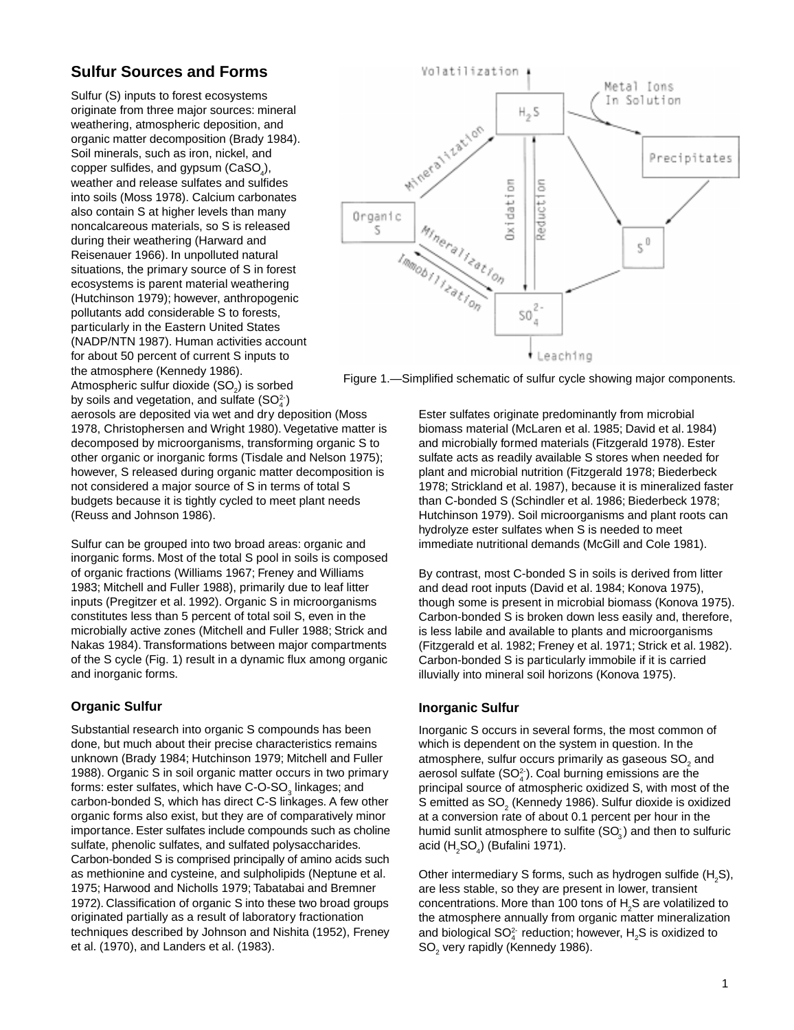## Sulfur Sources and Forms

Sulfur (S) inputs to forest ecosystems originate from three major sources: mineral weathering, atmospheric deposition, and organic matter decomposition (Brady 1984). Soil minerals, such as iron, nickel, and copper sulfides, and gypsum ($CaSO_4$), weather and release sulfates and sulfides into soils (Moss 1978). Calcium carbonates also contain S at higher levels than many noncalcareous materials, so S is released during their weathering (Harward and Reisenauer 1966). In unpolluted natural situations, the primary source of S in forest ecosystems is parent material weathering (Hutchinson 1979); however, anthropogenic pollutants add considerable S to forests, particularly in the Eastern United States (NADP/NTN 1987). Human activities account for about 50 percent of current S inputs to the atmosphere (Kennedy 1986). Atmospheric sulfur dioxide ($SO_2$) is sorbed by soils and vegetation, and sulfate ($SO_4^{2-}$) aerosols are deposited via wet and dry deposition (Moss 1978, Christophersen and Wright 1980). Vegetative matter is decomposed by microorganisms, transforming organic S to other organic or inorganic forms (Tisdale and Nelson 1975); however, S released during organic matter decomposition is not considered a major source of S in terms of total S budgets because it is tightly cycled to meet plant needs (Reuss and Johnson 1986).

Figure 1.—Simplified schematic of sulfur cycle showing major components.

Sulfur can be grouped into two broad areas: organic and inorganic forms. Most of the total S pool in soils is composed of organic fractions (Williams 1967; Freney and Williams 1983; Mitchell and Fuller 1988), primarily due to leaf litter inputs (Pregitzer et al. 1992). Organic S in microorganisms constitutes less than 5 percent of total soil S, even in the microbially active zones (Mitchell and Fuller 1988; Strick and Nakas 1984). Transformations between major compartments of the S cycle (Fig. 1) result in a dynamic flux among organic and inorganic forms.

### Organic Sulfur

Substantial research into organic S compounds has been done, but much about their precise characteristics remains unknown (Brady 1984; Hutchinson 1979; Mitchell and Fuller 1988). Organic S in soil organic matter occurs in two primary forms: ester sulfates, which have C-O-$SO_3$ linkages; and carbon-bonded S, which has direct C-S linkages. A few other organic forms also exist, but they are of comparatively minor importance. Ester sulfates include compounds such as choline sulfate, phenolic sulfates, and sulfated polysaccharides. Carbon-bonded S is comprised principally of amino acids such as methionine and cysteine, and sulpholipids (Neptune et al. 1975; Harwood and Nicholls 1979; Tabatabai and Bremner 1972). Classification of organic S into these two broad groups originated partially as a result of laboratory fractionation techniques described by Johnson and Nishita (1952), Freney et al. (1970), and Landers et al. (1983).

Ester sulfates originate predominantly from microbial biomass material (McLaren et al. 1985; David et al. 1984) and microbially formed materials (Fitzgerald 1978). Ester sulfate acts as readily available S stores when needed for plant and microbial nutrition (Fitzgerald 1978; Biederbeck 1978; Strickland et al. 1987), because it is mineralized faster than C-bonded S (Schindler et al. 1986; Biederbeck 1978; Hutchinson 1979). Soil microorganisms and plant roots can hydrolyze ester sulfates when S is needed to meet immediate nutritional demands (McGill and Cole 1981).

By contrast, most C-bonded S in soils is derived from litter and dead root inputs (David et al. 1984; Konova 1975), though some is present in microbial biomass (Konova 1975). Carbon-bonded S is broken down less easily and, therefore, is less labile and available to plants and microorganisms (Fitzgerald et al. 1982; Freney et al. 1971; Strick et al. 1982). Carbon-bonded S is particularly immobile if it is carried illuvially into mineral soil horizons (Konova 1975).

### Inorganic Sulfur

Inorganic S occurs in several forms, the most common of which is dependent on the system in question. In the atmosphere, sulfur occurs primarily as gaseous $SO_2$ and aerosol sulfate ($SO_4^{2-}$). Coal burning emissions are the principal source of atmospheric oxidized S, with most of the S emitted as $SO_2$ (Kennedy 1986). Sulfur dioxide is oxidized at a conversion rate of about 0.1 percent per hour in the humid sunlit atmosphere to sulfite ($SO_3^{-}$) and then to sulfuric acid ($H_2SO_4$) (Bufalini 1971).

Other intermediary S forms, such as hydrogen sulfide ($H_2S$), are less stable, so they are present in lower, transient concentrations. More than 100 tons of $H_2S$ are volatilized to the atmosphere annually from organic matter mineralization and biological $SO_4^{2-}$ reduction; however, $H_2S$ is oxidized to $SO_2$ very rapidly (Kennedy 1986).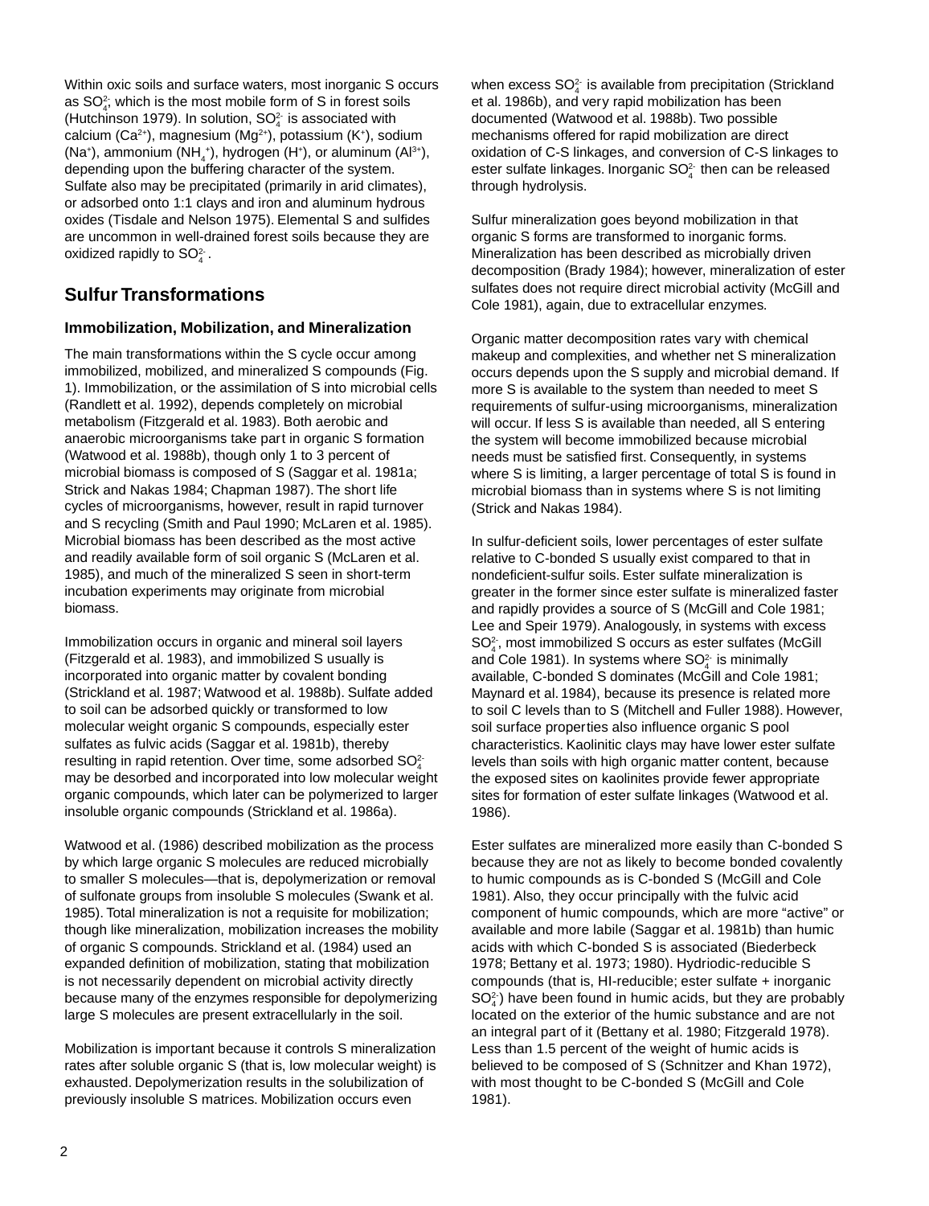Within oxic soils and surface waters, most inorganic S occurs as $SO_4^{2-}$, which is the most mobile form of S in forest soils (Hutchinson 1979). In solution, $SO_4^{2-}$ is associated with calcium ($Ca^{2+}$), magnesium ($Mg^{2+}$), potassium ($K^+$), sodium ($Na^+$), ammonium ($NH_4^+$), hydrogen ($H^+$), or aluminum ($Al^{3+}$), depending upon the buffering character of the system. Sulfate also may be precipitated (primarily in arid climates), or adsorbed onto 1:1 clays and iron and aluminum hydrous oxides (Tisdale and Nelson 1975). Elemental S and sulfides are uncommon in well-drained forest soils because they are oxidized rapidly to $SO_4^{2-}$.

## Sulfur Transformations

### Immobilization, Mobilization, and Mineralization

The main transformations within the S cycle occur among immobilized, mobilized, and mineralized S compounds (Fig. 1). Immobilization, or the assimilation of S into microbial cells (Randlett et al. 1992), depends completely on microbial metabolism (Fitzgerald et al. 1983). Both aerobic and anaerobic microorganisms take part in organic S formation (Watwood et al. 1988b), though only 1 to 3 percent of microbial biomass is composed of S (Saggar et al. 1981a; Strick and Nakas 1984; Chapman 1987). The short life cycles of microorganisms, however, result in rapid turnover and S recycling (Smith and Paul 1990; McLaren et al. 1985). Microbial biomass has been described as the most active and readily available form of soil organic S (McLaren et al. 1985), and much of the mineralized S seen in short-term incubation experiments may originate from microbial biomass.

Immobilization occurs in organic and mineral soil layers (Fitzgerald et al. 1983), and immobilized S usually is incorporated into organic matter by covalent bonding (Strickland et al. 1987; Watwood et al. 1988b). Sulfate added to soil can be adsorbed quickly or transformed to low molecular weight organic S compounds, especially ester sulfates as fulvic acids (Saggar et al. 1981b), thereby resulting in rapid retention. Over time, some adsorbed $SO_4^{2-}$ may be desorbed and incorporated into low molecular weight organic compounds, which later can be polymerized to larger insoluble organic compounds (Strickland et al. 1986a).

Watwood et al. (1986) described mobilization as the process by which large organic S molecules are reduced microbially to smaller S molecules—that is, depolymerization or removal of sulfonate groups from insoluble S molecules (Swank et al. 1985). Total mineralization is not a requisite for mobilization; though like mineralization, mobilization increases the mobility of organic S compounds. Strickland et al. (1984) used an expanded definition of mobilization, stating that mobilization is not necessarily dependent on microbial activity directly because many of the enzymes responsible for depolymerizing large S molecules are present extracellularly in the soil.

Mobilization is important because it controls S mineralization rates after soluble organic S (that is, low molecular weight) is exhausted. Depolymerization results in the solubilization of previously insoluble S matrices. Mobilization occurs even when excess $SO_4^{2-}$ is available from precipitation (Strickland et al. 1986b), and very rapid mobilization has been documented (Watwood et al. 1988b). Two possible mechanisms offered for rapid mobilization are direct oxidation of C-S linkages, and conversion of C-S linkages to ester sulfate linkages. Inorganic $SO_4^{2-}$ then can be released through hydrolysis.

Sulfur mineralization goes beyond mobilization in that organic S forms are transformed to inorganic forms. Mineralization has been described as microbially driven decomposition (Brady 1984); however, mineralization of ester sulfates does not require direct microbial activity (McGill and Cole 1981), again, due to extracellular enzymes.

Organic matter decomposition rates vary with chemical makeup and complexities, and whether net S mineralization occurs depends upon the S supply and microbial demand. If more S is available to the system than needed to meet S requirements of sulfur-using microorganisms, mineralization will occur. If less S is available than needed, all S entering the system will become immobilized because microbial needs must be satisfied first. Consequently, in systems where S is limiting, a larger percentage of total S is found in microbial biomass than in systems where S is not limiting (Strick and Nakas 1984).

In sulfur-deficient soils, lower percentages of ester sulfate relative to C-bonded S usually exist compared to that in nondeficient-sulfur soils. Ester sulfate mineralization is greater in the former since ester sulfate is mineralized faster and rapidly provides a source of S (McGill and Cole 1981; Lee and Speir 1979). Analogously, in systems with excess $SO_4^{2-}$, most immobilized S occurs as ester sulfates (McGill and Cole 1981). In systems where $SO_4^{2-}$ is minimally available, C-bonded S dominates (McGill and Cole 1981; Maynard et al. 1984), because its presence is related more to soil C levels than to S (Mitchell and Fuller 1988). However, soil surface properties also influence organic S pool characteristics. Kaolinitic clays may have lower ester sulfate levels than soils with high organic matter content, because the exposed sites on kaolinites provide fewer appropriate sites for formation of ester sulfate linkages (Watwood et al. 1986).

Ester sulfates are mineralized more easily than C-bonded S because they are not as likely to become bonded covalently to humic compounds as is C-bonded S (McGill and Cole 1981). Also, they occur principally with the fulvic acid component of humic compounds, which are more "active" or available and more labile (Saggar et al. 1981b) than humic acids with which C-bonded S is associated (Biederbeck 1978; Bettany et al. 1973; 1980). Hydriodic-reducible S compounds (that is, HI-reducible; ester sulfate + inorganic $SO_4^{2-}$) have been found in humic acids, but they are probably located on the exterior of the humic substance and are not an integral part of it (Bettany et al. 1980; Fitzgerald 1978). Less than 1.5 percent of the weight of humic acids is believed to be composed of S (Schnitzer and Khan 1972), with most thought to be C-bonded S (McGill and Cole 1981).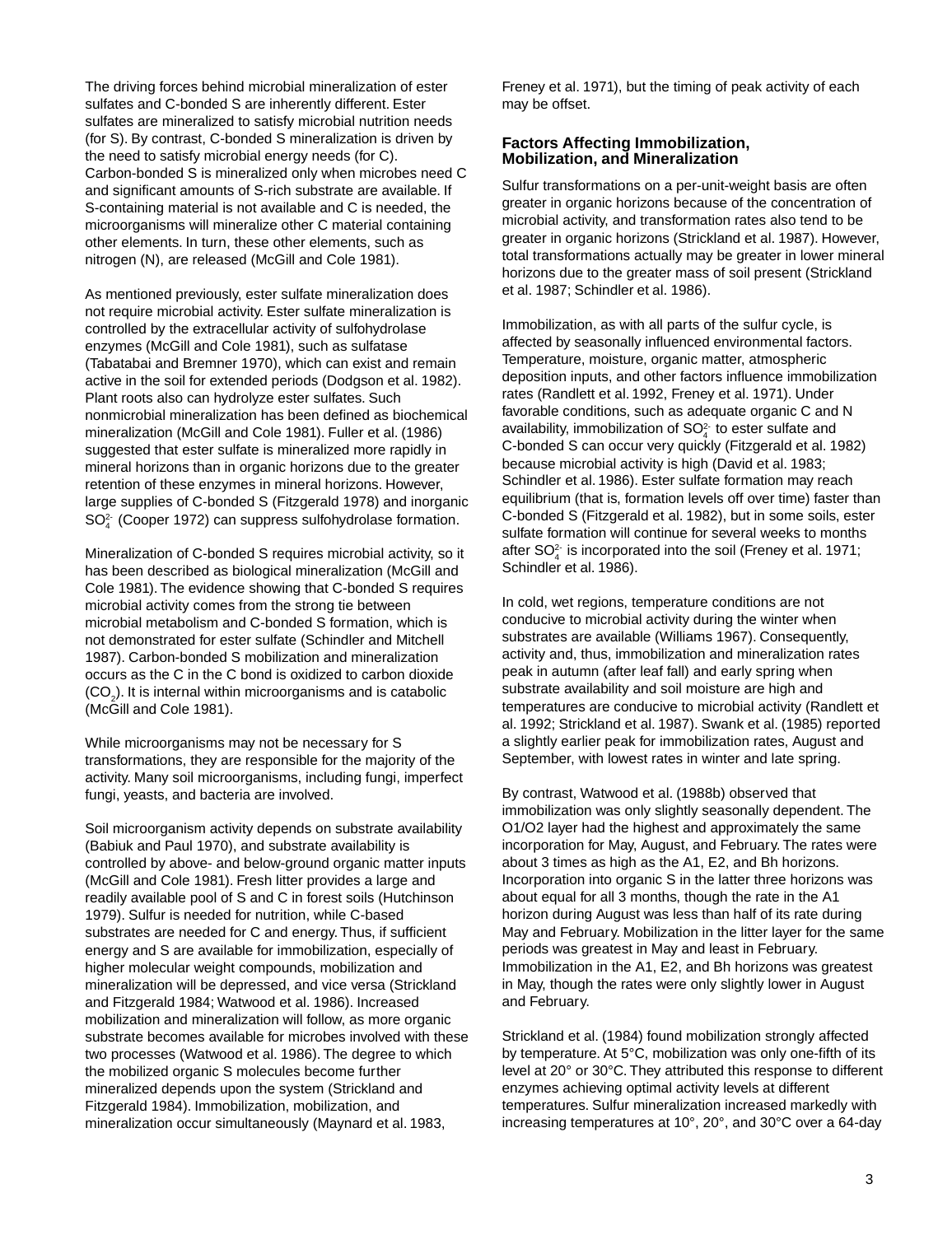The driving forces behind microbial mineralization of ester sulfates and C-bonded S are inherently different. Ester sulfates are mineralized to satisfy microbial nutrition needs (for S). By contrast, C-bonded S mineralization is driven by the need to satisfy microbial energy needs (for C). Carbon-bonded S is mineralized only when microbes need C and significant amounts of S-rich substrate are available. If S-containing material is not available and C is needed, the microorganisms will mineralize other C material containing other elements. In turn, these other elements, such as nitrogen (N), are released (McGill and Cole 1981).

As mentioned previously, ester sulfate mineralization does not require microbial activity. Ester sulfate mineralization is controlled by the extracellular activity of sulfohydrolase enzymes (McGill and Cole 1981), such as sulfatase (Tabatabai and Bremner 1970), which can exist and remain active in the soil for extended periods (Dodgson et al. 1982). Plant roots also can hydrolyze ester sulfates. Such nonmicrobial mineralization has been defined as biochemical mineralization (McGill and Cole 1981). Fuller et al. (1986) suggested that ester sulfate is mineralized more rapidly in mineral horizons than in organic horizons due to the greater retention of these enzymes in mineral horizons. However, large supplies of C-bonded S (Fitzgerald 1978) and inorganic $SO_4^{2-}$ (Cooper 1972) can suppress sulfohydrolase formation.

Mineralization of C-bonded S requires microbial activity, so it has been described as biological mineralization (McGill and Cole 1981). The evidence showing that C-bonded S requires microbial activity comes from the strong tie between microbial metabolism and C-bonded S formation, which is not demonstrated for ester sulfate (Schindler and Mitchell 1987). Carbon-bonded S mobilization and mineralization occurs as the C in the C bond is oxidized to carbon dioxide ($CO_2$). It is internal within microorganisms and is catabolic (McGill and Cole 1981).

While microorganisms may not be necessary for S transformations, they are responsible for the majority of the activity. Many soil microorganisms, including fungi, imperfect fungi, yeasts, and bacteria are involved.

Soil microorganism activity depends on substrate availability (Babiuk and Paul 1970), and substrate availability is controlled by above- and below-ground organic matter inputs (McGill and Cole 1981). Fresh litter provides a large and readily available pool of S and C in forest soils (Hutchinson 1979). Sulfur is needed for nutrition, while C-based substrates are needed for C and energy. Thus, if sufficient energy and S are available for immobilization, especially of higher molecular weight compounds, mobilization and mineralization will be depressed, and vice versa (Strickland and Fitzgerald 1984; Watwood et al. 1986). Increased mobilization and mineralization will follow, as more organic substrate becomes available for microbes involved with these two processes (Watwood et al. 1986). The degree to which the mobilized organic S molecules become further mineralized depends upon the system (Strickland and Fitzgerald 1984). Immobilization, mobilization, and mineralization occur simultaneously (Maynard et al. 1983, Freney et al. 1971), but the timing of peak activity of each may be offset.

## Factors Affecting Immobilization, Mobilization, and Mineralization

Sulfur transformations on a per-unit-weight basis are often greater in organic horizons because of the concentration of microbial activity, and transformation rates also tend to be greater in organic horizons (Strickland et al. 1987). However, total transformations actually may be greater in lower mineral horizons due to the greater mass of soil present (Strickland et al. 1987; Schindler et al. 1986).

Immobilization, as with all parts of the sulfur cycle, is affected by seasonally influenced environmental factors. Temperature, moisture, organic matter, atmospheric deposition inputs, and other factors influence immobilization rates (Randlett et al. 1992, Freney et al. 1971). Under favorable conditions, such as adequate organic C and N availability, immobilization of $SO_4^{2-}$ to ester sulfate and C-bonded S can occur very quickly (Fitzgerald et al. 1982) because microbial activity is high (David et al. 1983; Schindler et al. 1986). Ester sulfate formation may reach equilibrium (that is, formation levels off over time) faster than C-bonded S (Fitzgerald et al. 1982), but in some soils, ester sulfate formation will continue for several weeks to months after $SO_4^{2-}$ is incorporated into the soil (Freney et al. 1971; Schindler et al. 1986).

In cold, wet regions, temperature conditions are not conducive to microbial activity during the winter when substrates are available (Williams 1967). Consequently, activity and, thus, immobilization and mineralization rates peak in autumn (after leaf fall) and early spring when substrate availability and soil moisture are high and temperatures are conducive to microbial activity (Randlett et al. 1992; Strickland et al. 1987). Swank et al. (1985) reported a slightly earlier peak for immobilization rates, August and September, with lowest rates in winter and late spring.

By contrast, Watwood et al. (1988b) observed that immobilization was only slightly seasonally dependent. The O1/O2 layer had the highest and approximately the same incorporation for May, August, and February. The rates were about 3 times as high as the A1, E2, and Bh horizons. Incorporation into organic S in the latter three horizons was about equal for all 3 months, though the rate in the A1 horizon during August was less than half of its rate during May and February. Mobilization in the litter layer for the same periods was greatest in May and least in February. Immobilization in the A1, E2, and Bh horizons was greatest in May, though the rates were only slightly lower in August and February.

Strickland et al. (1984) found mobilization strongly affected by temperature. At 5°C, mobilization was only one-fifth of its level at 20° or 30°C. They attributed this response to different enzymes achieving optimal activity levels at different temperatures. Sulfur mineralization increased markedly with increasing temperatures at 10°, 20°, and 30°C over a 64-day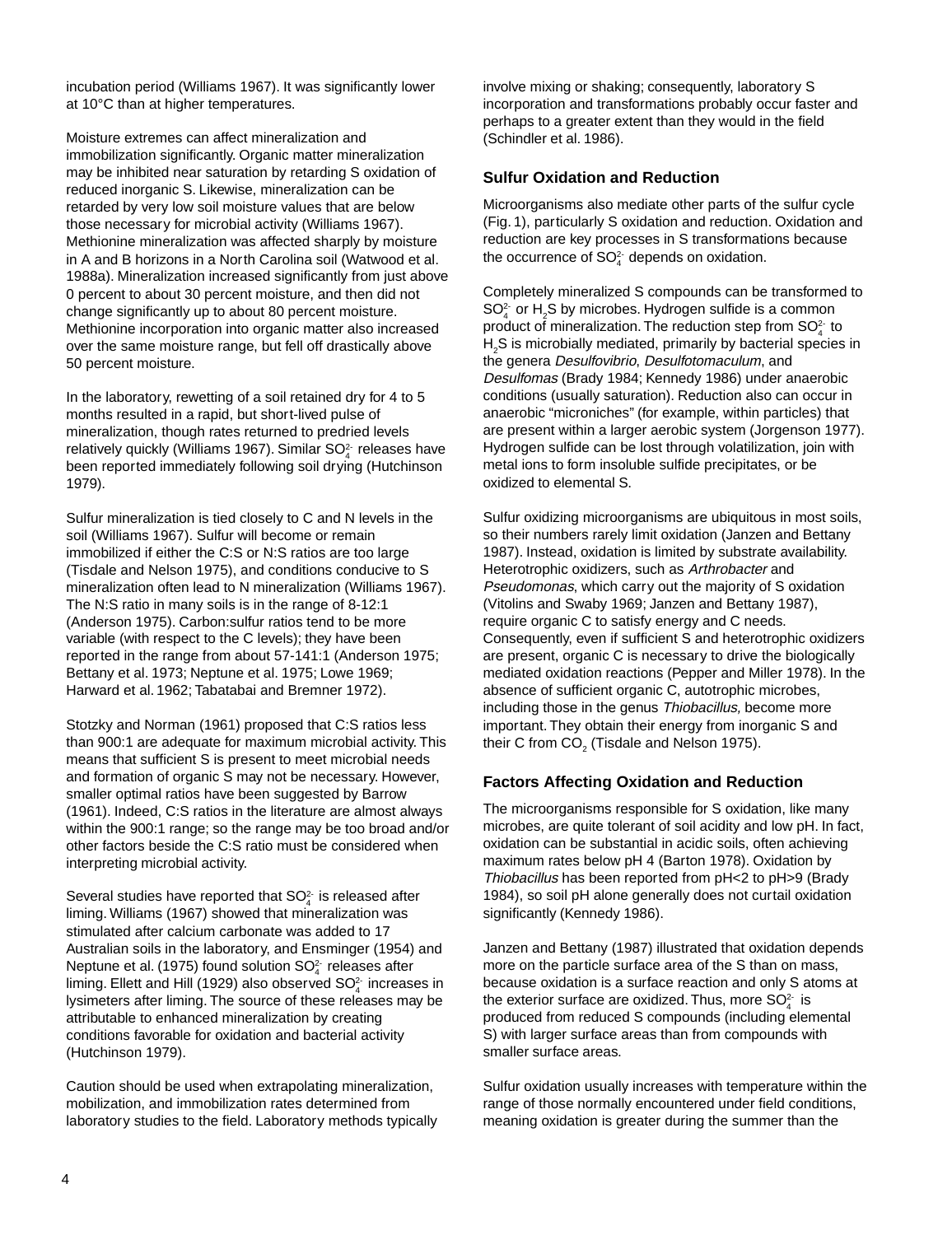incubation period (Williams 1967). It was significantly lower at 10°C than at higher temperatures.

Moisture extremes can affect mineralization and immobilization significantly. Organic matter mineralization may be inhibited near saturation by retarding S oxidation of reduced inorganic S. Likewise, mineralization can be retarded by very low soil moisture values that are below those necessary for microbial activity (Williams 1967). Methionine mineralization was affected sharply by moisture in A and B horizons in a North Carolina soil (Watwood et al. 1988a). Mineralization increased significantly from just above 0 percent to about 30 percent moisture, and then did not change significantly up to about 80 percent moisture. Methionine incorporation into organic matter also increased over the same moisture range, but fell off drastically above 50 percent moisture.

In the laboratory, rewetting of a soil retained dry for 4 to 5 months resulted in a rapid, but short-lived pulse of mineralization, though rates returned to predried levels relatively quickly (Williams 1967). Similar $SO_4^{2-}$ releases have been reported immediately following soil drying (Hutchinson 1979).

Sulfur mineralization is tied closely to C and N levels in the soil (Williams 1967). Sulfur will become or remain immobilized if either the C:S or N:S ratios are too large (Tisdale and Nelson 1975), and conditions conducive to S mineralization often lead to N mineralization (Williams 1967). The N:S ratio in many soils is in the range of 8-12:1 (Anderson 1975). Carbon:sulfur ratios tend to be more variable (with respect to the C levels); they have been reported in the range from about 57-141:1 (Anderson 1975; Bettany et al. 1973; Neptune et al. 1975; Lowe 1969; Harward et al. 1962; Tabatabai and Bremner 1972).

Stotzky and Norman (1961) proposed that C:S ratios less than 900:1 are adequate for maximum microbial activity. This means that sufficient S is present to meet microbial needs and formation of organic S may not be necessary. However, smaller optimal ratios have been suggested by Barrow (1961). Indeed, C:S ratios in the literature are almost always within the 900:1 range; so the range may be too broad and/or other factors beside the C:S ratio must be considered when interpreting microbial activity.

Several studies have reported that $SO_4^{2-}$ is released after liming. Williams (1967) showed that mineralization was stimulated after calcium carbonate was added to 17 Australian soils in the laboratory, and Ensminger (1954) and Neptune et al. (1975) found solution $SO_4^{2-}$ releases after liming. Ellett and Hill (1929) also observed $SO_4^{2-}$ increases in lysimeters after liming. The source of these releases may be attributable to enhanced mineralization by creating conditions favorable for oxidation and bacterial activity (Hutchinson 1979).

Caution should be used when extrapolating mineralization, mobilization, and immobilization rates determined from laboratory studies to the field. Laboratory methods typically involve mixing or shaking; consequently, laboratory S incorporation and transformations probably occur faster and perhaps to a greater extent than they would in the field (Schindler et al. 1986).

## Sulfur Oxidation and Reduction

Microorganisms also mediate other parts of the sulfur cycle (Fig. 1), particularly S oxidation and reduction. Oxidation and reduction are key processes in S transformations because the occurrence of $SO_4^{2-}$ depends on oxidation.

Completely mineralized S compounds can be transformed to $SO_4^{2-}$ or $H_2S$ by microbes. Hydrogen sulfide is a common product of mineralization. The reduction step from $SO_4^{2-}$ to $H_2S$ is microbially mediated, primarily by bacterial species in the genera *Desulfovibrio*, *Desulfotomaculum*, and *Desulfomas* (Brady 1984; Kennedy 1986) under anaerobic conditions (usually saturation). Reduction also can occur in anaerobic "microniches" (for example, within particles) that are present within a larger aerobic system (Jorgenson 1977). Hydrogen sulfide can be lost through volatilization, join with metal ions to form insoluble sulfide precipitates, or be oxidized to elemental S.

Sulfur oxidizing microorganisms are ubiquitous in most soils, so their numbers rarely limit oxidation (Janzen and Bettany 1987). Instead, oxidation is limited by substrate availability. Heterotrophic oxidizers, such as *Arthrobacter* and *Pseudomonas*, which carry out the majority of S oxidation (Vitolins and Swaby 1969; Janzen and Bettany 1987), require organic C to satisfy energy and C needs. Consequently, even if sufficient S and heterotrophic oxidizers are present, organic C is necessary to drive the biologically mediated oxidation reactions (Pepper and Miller 1978). In the absence of sufficient organic C, autotrophic microbes, including those in the genus *Thiobacillus,* become more important. They obtain their energy from inorganic S and their C from $CO_2$ (Tisdale and Nelson 1975).

## Factors Affecting Oxidation and Reduction

The microorganisms responsible for S oxidation, like many microbes, are quite tolerant of soil acidity and low pH. In fact, oxidation can be substantial in acidic soils, often achieving maximum rates below pH 4 (Barton 1978). Oxidation by *Thiobacillus* has been reported from pH<2 to pH>9 (Brady 1984), so soil pH alone generally does not curtail oxidation significantly (Kennedy 1986).

Janzen and Bettany (1987) illustrated that oxidation depends more on the particle surface area of the S than on mass, because oxidation is a surface reaction and only S atoms at the exterior surface are oxidized. Thus, more $SO_4^{2-}$ is produced from reduced S compounds (including elemental S) with larger surface areas than from compounds with smaller surface areas.

Sulfur oxidation usually increases with temperature within the range of those normally encountered under field conditions, meaning oxidation is greater during the summer than the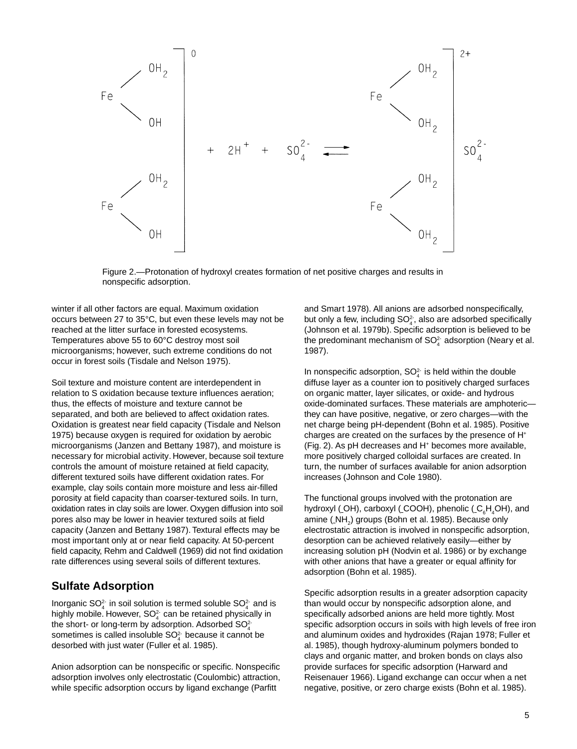$$\left[\begin{array}{l} \text{Fe}\begin{array}{l} \diagup OH_2 \\ \diagdown OH \end{array} \\ \text{Fe}\begin{array}{l} \diagup OH_2 \\ \diagdown OH \end{array} \end{array}\right]^{0} + 2H^{+} + SO_4^{2-} \rightleftharpoons \left[\begin{array}{l} \text{Fe}\begin{array}{l} \diagup OH_2 \\ \diagdown OH_2 \end{array} \\ \text{Fe}\begin{array}{l} \diagup OH_2 \\ \diagdown OH_2 \end{array} \end{array}\right]^{2+} SO_4^{2-}$$

Figure 2.—Protonation of hydroxyl creates formation of net positive charges and results in nonspecific adsorption.

winter if all other factors are equal. Maximum oxidation occurs between 27 to 35°C, but even these levels may not be reached at the litter surface in forested ecosystems. Temperatures above 55 to 60°C destroy most soil microorganisms; however, such extreme conditions do not occur in forest soils (Tisdale and Nelson 1975).

Soil texture and moisture content are interdependent in relation to S oxidation because texture influences aeration; thus, the effects of moisture and texture cannot be separated, and both are believed to affect oxidation rates. Oxidation is greatest near field capacity (Tisdale and Nelson 1975) because oxygen is required for oxidation by aerobic microorganisms (Janzen and Bettany 1987), and moisture is necessary for microbial activity. However, because soil texture controls the amount of moisture retained at field capacity, different textured soils have different oxidation rates. For example, clay soils contain more moisture and less air-filled porosity at field capacity than coarser-textured soils. In turn, oxidation rates in clay soils are lower. Oxygen diffusion into soil pores also may be lower in heavier textured soils at field capacity (Janzen and Bettany 1987). Textural effects may be most important only at or near field capacity. At 50-percent field capacity, Rehm and Caldwell (1969) did not find oxidation rate differences using several soils of different textures.

## Sulfate Adsorption

Inorganic $SO_4^{2-}$ in soil solution is termed soluble $SO_4^{2-}$ and is highly mobile. However, $SO_4^{2-}$ can be retained physically in the short- or long-term by adsorption. Adsorbed $SO_4^{2-}$ sometimes is called insoluble $SO_4^{2-}$ because it cannot be desorbed with just water (Fuller et al. 1985).

Anion adsorption can be nonspecific or specific. Nonspecific adsorption involves only electrostatic (Coulombic) attraction, while specific adsorption occurs by ligand exchange (Parfitt and Smart 1978). All anions are adsorbed nonspecifically, but only a few, including $SO_4^{2-}$, also are adsorbed specifically (Johnson et al. 1979b). Specific adsorption is believed to be the predominant mechanism of $SO_4^{2-}$ adsorption (Neary et al. 1987).

In nonspecific adsorption, $SO_4^{2-}$ is held within the double diffuse layer as a counter ion to positively charged surfaces on organic matter, layer silicates, or oxide- and hydrous oxide-dominated surfaces. These materials are amphoteric—they can have positive, negative, or zero charges—with the net charge being pH-dependent (Bohn et al. 1985). Positive charges are created on the surfaces by the presence of $H^+$ (Fig. 2). As pH decreases and $H^+$ becomes more available, more positively charged colloidal surfaces are created. In turn, the number of surfaces available for anion adsorption increases (Johnson and Cole 1980).

The functional groups involved with the protonation are hydroxyl (_OH), carboxyl (_COOH), phenolic (_$C_6H_4OH$), and amine (_$NH_2$) groups (Bohn et al. 1985). Because only electrostatic attraction is involved in nonspecific adsorption, desorption can be achieved relatively easily—either by increasing solution pH (Nodvin et al. 1986) or by exchange with other anions that have a greater or equal affinity for adsorption (Bohn et al. 1985).

Specific adsorption results in a greater adsorption capacity than would occur by nonspecific adsorption alone, and specifically adsorbed anions are held more tightly. Most specific adsorption occurs in soils with high levels of free iron and aluminum oxides and hydroxides (Rajan 1978; Fuller et al. 1985), though hydroxy-aluminum polymers bonded to clays and organic matter, and broken bonds on clays also provide surfaces for specific adsorption (Harward and Reisenauer 1966). Ligand exchange can occur when a net negative, positive, or zero charge exists (Bohn et al. 1985).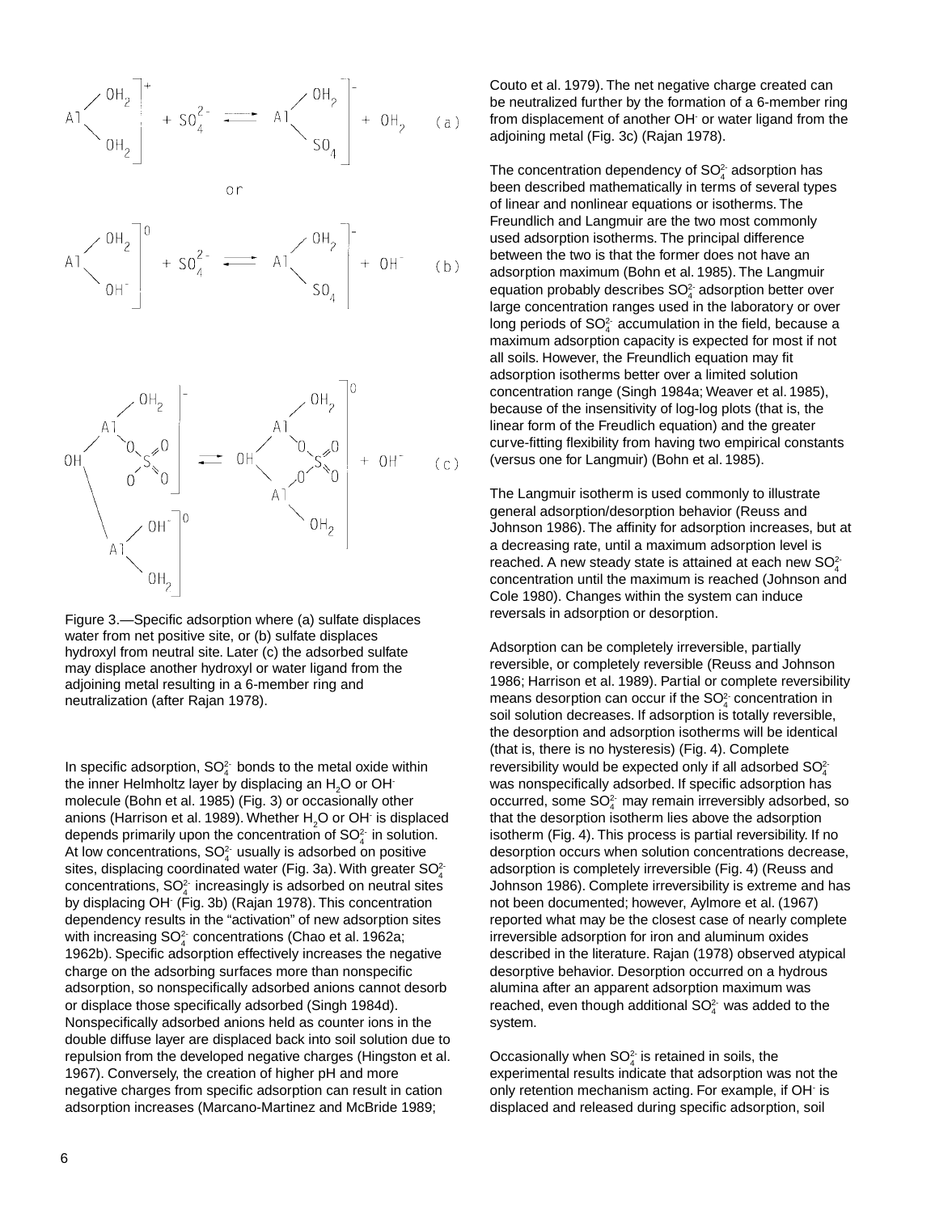Figure 3.—Specific adsorption where (a) sulfate displaces water from net positive site, or (b) sulfate displaces hydroxyl from neutral site. Later (c) the adsorbed sulfate may displace another hydroxyl or water ligand from the adjoining metal resulting in a 6-member ring and neutralization (after Rajan 1978).

In specific adsorption, $SO_4^{2-}$ bonds to the metal oxide within the inner Helmholtz layer by displacing an $H_2O$ or $OH^-$ molecule (Bohn et al. 1985) (Fig. 3) or occasionally other anions (Harrison et al. 1989). Whether $H_2O$ or $OH^-$ is displaced depends primarily upon the concentration of $SO_4^{2-}$ in solution. At low concentrations, $SO_4^{2-}$ usually is adsorbed on positive sites, displacing coordinated water (Fig. 3a). With greater $SO_4^{2-}$ concentrations, $SO_4^{2-}$ increasingly is adsorbed on neutral sites by displacing $OH^-$ (Fig. 3b) (Rajan 1978). This concentration dependency results in the "activation" of new adsorption sites with increasing $SO_4^{2-}$ concentrations (Chao et al. 1962a; 1962b). Specific adsorption effectively increases the negative charge on the adsorbing surfaces more than nonspecific adsorption, so nonspecifically adsorbed anions cannot desorb or displace those specifically adsorbed (Singh 1984d). Nonspecifically adsorbed anions held as counter ions in the double diffuse layer are displaced back into soil solution due to repulsion from the developed negative charges (Hingston et al. 1967). Conversely, the creation of higher pH and more negative charges from specific adsorption can result in cation adsorption increases (Marcano-Martinez and McBride 1989; Couto et al. 1979). The net negative charge created can be neutralized further by the formation of a 6-member ring from displacement of another $OH^-$ or water ligand from the adjoining metal (Fig. 3c) (Rajan 1978).

The concentration dependency of $SO_4^{2-}$ adsorption has been described mathematically in terms of several types of linear and nonlinear equations or isotherms. The Freundlich and Langmuir are the two most commonly used adsorption isotherms. The principal difference between the two is that the former does not have an adsorption maximum (Bohn et al. 1985). The Langmuir equation probably describes $SO_4^{2-}$ adsorption better over large concentration ranges used in the laboratory or over long periods of $SO_4^{2-}$ accumulation in the field, because a maximum adsorption capacity is expected for most if not all soils. However, the Freundlich equation may fit adsorption isotherms better over a limited solution concentration range (Singh 1984a; Weaver et al. 1985), because of the insensitivity of log-log plots (that is, the linear form of the Freudlich equation) and the greater curve-fitting flexibility from having two empirical constants (versus one for Langmuir) (Bohn et al. 1985).

The Langmuir isotherm is used commonly to illustrate general adsorption/desorption behavior (Reuss and Johnson 1986). The affinity for adsorption increases, but at a decreasing rate, until a maximum adsorption level is reached. A new steady state is attained at each new $SO_4^{2-}$ concentration until the maximum is reached (Johnson and Cole 1980). Changes within the system can induce reversals in adsorption or desorption.

Adsorption can be completely irreversible, partially reversible, or completely reversible (Reuss and Johnson 1986; Harrison et al. 1989). Partial or complete reversibility means desorption can occur if the $SO_4^{2-}$ concentration in soil solution decreases. If adsorption is totally reversible, the desorption and adsorption isotherms will be identical (that is, there is no hysteresis) (Fig. 4). Complete reversibility would be expected only if all adsorbed $SO_4^{2-}$ was nonspecifically adsorbed. If specific adsorption has occurred, some $SO_4^{2-}$ may remain irreversibly adsorbed, so that the desorption isotherm lies above the adsorption isotherm (Fig. 4). This process is partial reversibility. If no desorption occurs when solution concentrations decrease, adsorption is completely irreversible (Fig. 4) (Reuss and Johnson 1986). Complete irreversibility is extreme and has not been documented; however, Aylmore et al. (1967) reported what may be the closest case of nearly complete irreversible adsorption for iron and aluminum oxides described in the literature. Rajan (1978) observed atypical desorptive behavior. Desorption occurred on a hydrous alumina after an apparent adsorption maximum was reached, even though additional $SO_4^{2-}$ was added to the system.

Occasionally when $SO_4^{2-}$ is retained in soils, the experimental results indicate that adsorption was not the only retention mechanism acting. For example, if $OH^-$ is displaced and released during specific adsorption, soil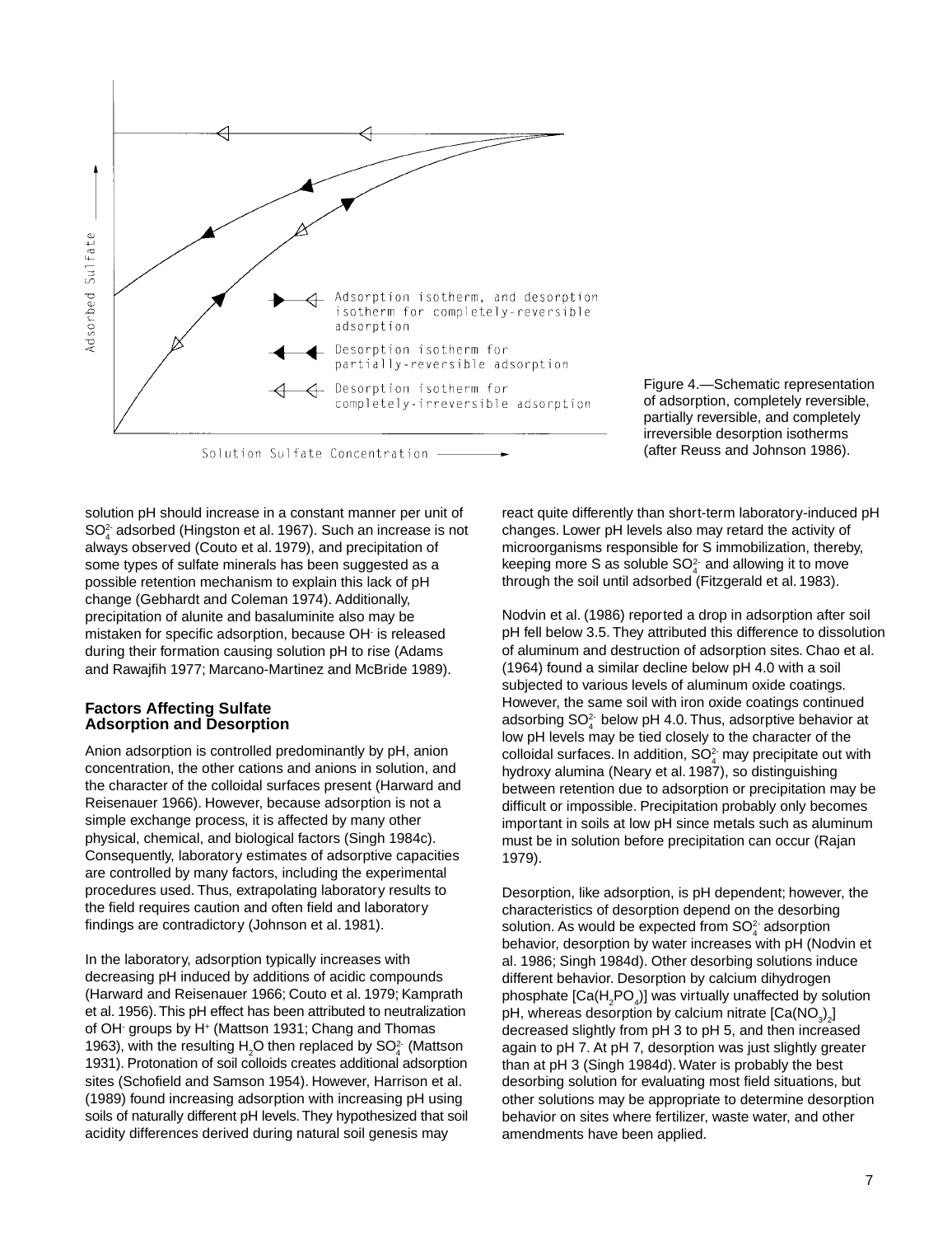Figure 4.—Schematic representation of adsorption, completely reversible, partially reversible, and completely irreversible desorption isotherms (after Reuss and Johnson 1986).

solution pH should increase in a constant manner per unit of $SO_4^{2-}$ adsorbed (Hingston et al. 1967). Such an increase is not always observed (Couto et al. 1979), and precipitation of some types of sulfate minerals has been suggested as a possible retention mechanism to explain this lack of pH change (Gebhardt and Coleman 1974). Additionally, precipitation of alunite and basaluminite also may be mistaken for specific adsorption, because $OH^-$ is released during their formation causing solution pH to rise (Adams and Rawajfih 1977; Marcano-Martinez and McBride 1989).

### Factors Affecting Sulfate Adsorption and Desorption

Anion adsorption is controlled predominantly by pH, anion concentration, the other cations and anions in solution, and the character of the colloidal surfaces present (Harward and Reisenauer 1966). However, because adsorption is not a simple exchange process, it is affected by many other physical, chemical, and biological factors (Singh 1984c). Consequently, laboratory estimates of adsorptive capacities are controlled by many factors, including the experimental procedures used. Thus, extrapolating laboratory results to the field requires caution and often field and laboratory findings are contradictory (Johnson et al. 1981).

In the laboratory, adsorption typically increases with decreasing pH induced by additions of acidic compounds (Harward and Reisenauer 1966; Couto et al. 1979; Kamprath et al. 1956). This pH effect has been attributed to neutralization of $OH^-$ groups by $H^+$ (Mattson 1931; Chang and Thomas 1963), with the resulting $H_2O$ then replaced by $SO_4^{2-}$ (Mattson 1931). Protonation of soil colloids creates additional adsorption sites (Schofield and Samson 1954). However, Harrison et al. (1989) found increasing adsorption with increasing pH using soils of naturally different pH levels. They hypothesized that soil acidity differences derived during natural soil genesis may react quite differently than short-term laboratory-induced pH changes. Lower pH levels also may retard the activity of microorganisms responsible for S immobilization, thereby, keeping more S as soluble $SO_4^{2-}$ and allowing it to move through the soil until adsorbed (Fitzgerald et al. 1983).

Nodvin et al. (1986) reported a drop in adsorption after soil pH fell below 3.5. They attributed this difference to dissolution of aluminum and destruction of adsorption sites. Chao et al. (1964) found a similar decline below pH 4.0 with a soil subjected to various levels of aluminum oxide coatings. However, the same soil with iron oxide coatings continued adsorbing $SO_4^{2-}$ below pH 4.0. Thus, adsorptive behavior at low pH levels may be tied closely to the character of the colloidal surfaces. In addition, $SO_4^{2-}$ may precipitate out with hydroxy alumina (Neary et al. 1987), so distinguishing between retention due to adsorption or precipitation may be difficult or impossible. Precipitation probably only becomes important in soils at low pH since metals such as aluminum must be in solution before precipitation can occur (Rajan 1979).

Desorption, like adsorption, is pH dependent; however, the characteristics of desorption depend on the desorbing solution. As would be expected from $SO_4^{2-}$ adsorption behavior, desorption by water increases with pH (Nodvin et al. 1986; Singh 1984d). Other desorbing solutions induce different behavior. Desorption by calcium dihydrogen phosphate [$Ca(H_2PO_4)$] was virtually unaffected by solution pH, whereas desorption by calcium nitrate [$Ca(NO_3)_2$] decreased slightly from pH 3 to pH 5, and then increased again to pH 7. At pH 7, desorption was just slightly greater than at pH 3 (Singh 1984d). Water is probably the best desorbing solution for evaluating most field situations, but other solutions may be appropriate to determine desorption behavior on sites where fertilizer, waste water, and other amendments have been applied.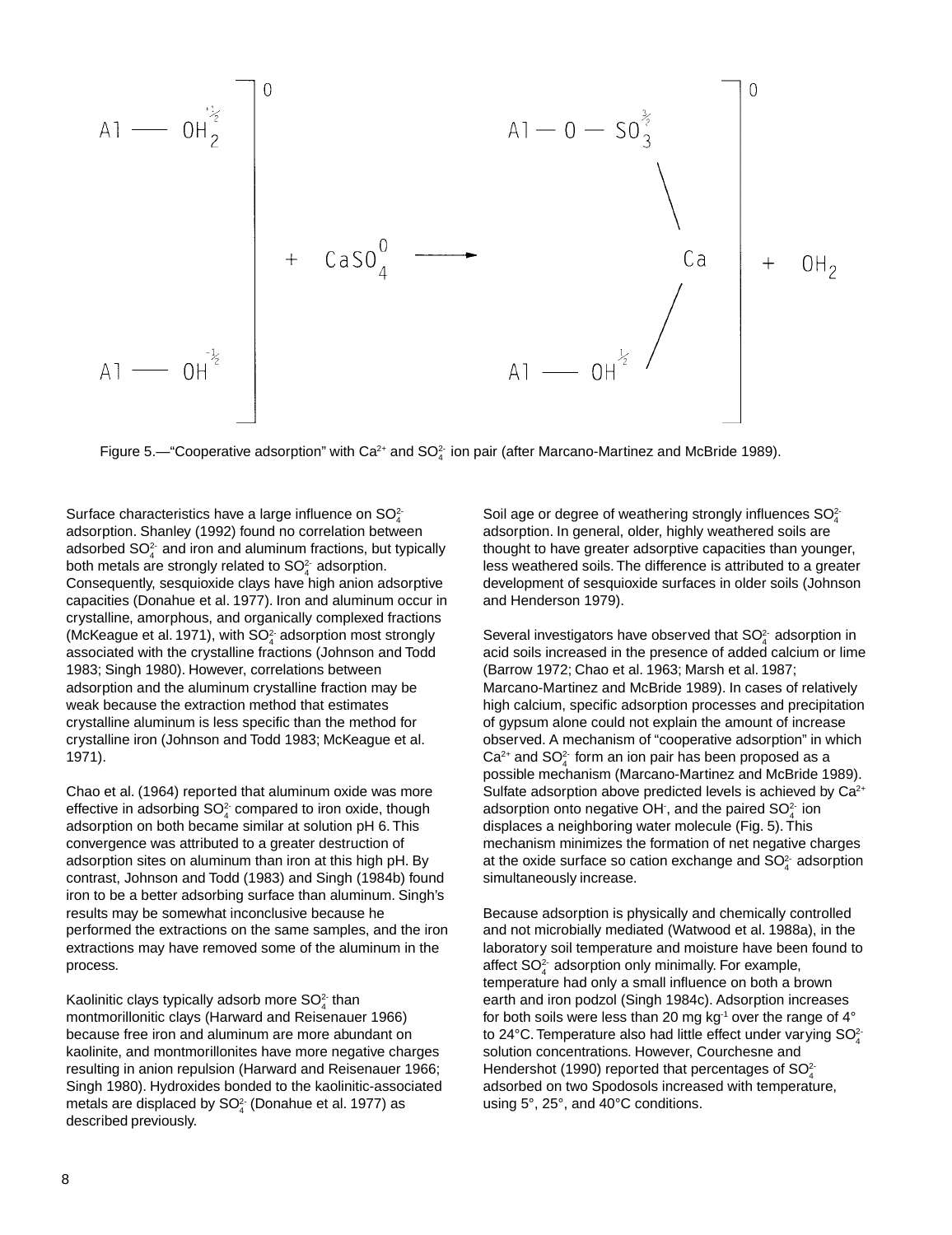Figure 5.—"Cooperative adsorption" with $Ca^{2+}$ and $SO_4^{2-}$ ion pair (after Marcano-Martinez and McBride 1989).

Surface characteristics have a large influence on $SO_4^{2-}$ adsorption. Shanley (1992) found no correlation between adsorbed $SO_4^{2-}$ and iron and aluminum fractions, but typically both metals are strongly related to $SO_4^{2-}$ adsorption. Consequently, sesquioxide clays have high anion adsorptive capacities (Donahue et al. 1977). Iron and aluminum occur in crystalline, amorphous, and organically complexed fractions (McKeague et al. 1971), with $SO_4^{2-}$ adsorption most strongly associated with the crystalline fractions (Johnson and Todd 1983; Singh 1980). However, correlations between adsorption and the aluminum crystalline fraction may be weak because the extraction method that estimates crystalline aluminum is less specific than the method for crystalline iron (Johnson and Todd 1983; McKeague et al. 1971).

Chao et al. (1964) reported that aluminum oxide was more effective in adsorbing $SO_4^{2-}$ compared to iron oxide, though adsorption on both became similar at solution pH 6. This convergence was attributed to a greater destruction of adsorption sites on aluminum than iron at this high pH. By contrast, Johnson and Todd (1983) and Singh (1984b) found iron to be a better adsorbing surface than aluminum. Singh's results may be somewhat inconclusive because he performed the extractions on the same samples, and the iron extractions may have removed some of the aluminum in the process.

Kaolinitic clays typically adsorb more $SO_4^{2-}$ than montmorillonitic clays (Harward and Reisenauer 1966) because free iron and aluminum are more abundant on kaolinite, and montmorillonites have more negative charges resulting in anion repulsion (Harward and Reisenauer 1966; Singh 1980). Hydroxides bonded to the kaolinitic-associated metals are displaced by $SO_4^{2-}$ (Donahue et al. 1977) as described previously.

Soil age or degree of weathering strongly influences $SO_4^{2-}$ adsorption. In general, older, highly weathered soils are thought to have greater adsorptive capacities than younger, less weathered soils. The difference is attributed to a greater development of sesquioxide surfaces in older soils (Johnson and Henderson 1979).

Several investigators have observed that $SO_4^{2-}$ adsorption in acid soils increased in the presence of added calcium or lime (Barrow 1972; Chao et al. 1963; Marsh et al. 1987; Marcano-Martinez and McBride 1989). In cases of relatively high calcium, specific adsorption processes and precipitation of gypsum alone could not explain the amount of increase observed. A mechanism of "cooperative adsorption" in which $Ca^{2+}$ and $SO_4^{2-}$ form an ion pair has been proposed as a possible mechanism (Marcano-Martinez and McBride 1989). Sulfate adsorption above predicted levels is achieved by $Ca^{2+}$ adsorption onto negative $OH^-$, and the paired $SO_4^{2-}$ ion displaces a neighboring water molecule (Fig. 5). This mechanism minimizes the formation of net negative charges at the oxide surface so cation exchange and $SO_4^{2-}$ adsorption simultaneously increase.

Because adsorption is physically and chemically controlled and not microbially mediated (Watwood et al. 1988a), in the laboratory soil temperature and moisture have been found to affect $SO_4^{2-}$ adsorption only minimally. For example, temperature had only a small influence on both a brown earth and iron podzol (Singh 1984c). Adsorption increases for both soils were less than 20 mg $kg^{-1}$ over the range of 4° to 24°C. Temperature also had little effect under varying $SO_4^{2-}$ solution concentrations. However, Courchesne and Hendershot (1990) reported that percentages of $SO_4^{2-}$ adsorbed on two Spodosols increased with temperature, using 5°, 25°, and 40°C conditions.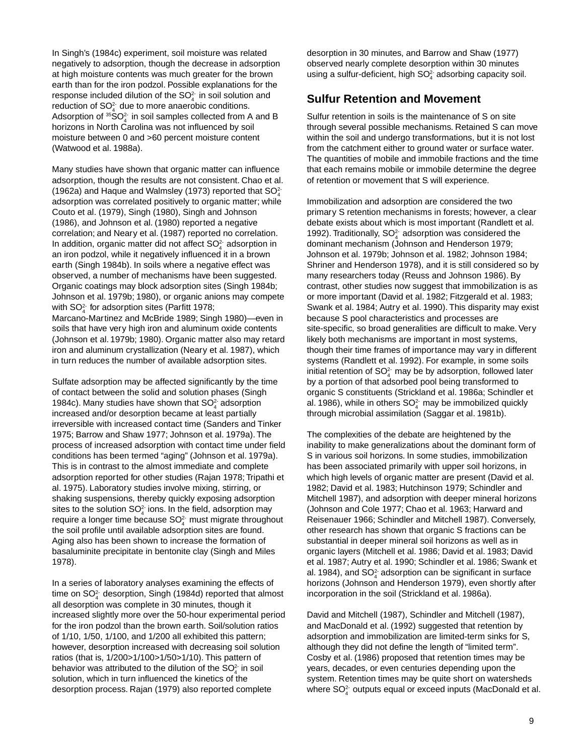In Singh's (1984c) experiment, soil moisture was related negatively to adsorption, though the decrease in adsorption at high moisture contents was much greater for the brown earth than for the iron podzol. Possible explanations for the response included dilution of the $SO_4^{2-}$ in soil solution and reduction of $SO_4^{2-}$ due to more anaerobic conditions. Adsorption of $^{35}SO_4^{2-}$ in soil samples collected from A and B horizons in North Carolina was not influenced by soil moisture between 0 and >60 percent moisture content (Watwood et al. 1988a).

Many studies have shown that organic matter can influence adsorption, though the results are not consistent. Chao et al. (1962a) and Haque and Walmsley (1973) reported that $SO_4^{2-}$ adsorption was correlated positively to organic matter; while Couto et al. (1979), Singh (1980), Singh and Johnson (1986), and Johnson et al. (1980) reported a negative correlation; and Neary et al. (1987) reported no correlation. In addition, organic matter did not affect $SO_4^{2-}$ adsorption in an iron podzol, while it negatively influenced it in a brown earth (Singh 1984b). In soils where a negative effect was observed, a number of mechanisms have been suggested. Organic coatings may block adsorption sites (Singh 1984b; Johnson et al. 1979b; 1980), or organic anions may compete with $SO_4^{2-}$ for adsorption sites (Parfitt 1978; Marcano-Martinez and McBride 1989; Singh 1980)—even in soils that have very high iron and aluminum oxide contents (Johnson et al. 1979b; 1980). Organic matter also may retard iron and aluminum crystallization (Neary et al. 1987), which in turn reduces the number of available adsorption sites.

Sulfate adsorption may be affected significantly by the time of contact between the solid and solution phases (Singh 1984c). Many studies have shown that $SO_4^{2-}$ adsorption increased and/or desorption became at least partially irreversible with increased contact time (Sanders and Tinker 1975; Barrow and Shaw 1977; Johnson et al. 1979a). The process of increased adsorption with contact time under field conditions has been termed "aging" (Johnson et al. 1979a). This is in contrast to the almost immediate and complete adsorption reported for other studies (Rajan 1978; Tripathi et al. 1975). Laboratory studies involve mixing, stirring, or shaking suspensions, thereby quickly exposing adsorption sites to the solution $SO_4^{2-}$ ions. In the field, adsorption may require a longer time because $SO_4^{2-}$ must migrate throughout the soil profile until available adsorption sites are found. Aging also has been shown to increase the formation of basaluminite precipitate in bentonite clay (Singh and Miles 1978).

In a series of laboratory analyses examining the effects of time on $SO_4^{2-}$ desorption, Singh (1984d) reported that almost all desorption was complete in 30 minutes, though it increased slightly more over the 50-hour experimental period for the iron podzol than the brown earth. Soil/solution ratios of 1/10, 1/50, 1/100, and 1/200 all exhibited this pattern; however, desorption increased with decreasing soil solution ratios (that is, 1/200>1/100>1/50>1/10). This pattern of behavior was attributed to the dilution of the $SO_4^{2-}$ in soil solution, which in turn influenced the kinetics of the desorption process. Rajan (1979) also reported complete desorption in 30 minutes, and Barrow and Shaw (1977) observed nearly complete desorption within 30 minutes using a sulfur-deficient, high $SO_4^{2-}$ adsorbing capacity soil.

## Sulfur Retention and Movement

Sulfur retention in soils is the maintenance of S on site through several possible mechanisms. Retained S can move within the soil and undergo transformations, but it is not lost from the catchment either to ground water or surface water. The quantities of mobile and immobile fractions and the time that each remains mobile or immobile determine the degree of retention or movement that S will experience.

Immobilization and adsorption are considered the two primary S retention mechanisms in forests; however, a clear debate exists about which is most important (Randlett et al. 1992). Traditionally, $SO_4^{2-}$ adsorption was considered the dominant mechanism (Johnson and Henderson 1979; Johnson et al. 1979b; Johnson et al. 1982; Johnson 1984; Shriner and Henderson 1978), and it is still considered so by many researchers today (Reuss and Johnson 1986). By contrast, other studies now suggest that immobilization is as or more important (David et al. 1982; Fitzgerald et al. 1983; Swank et al. 1984; Autry et al. 1990). This disparity may exist because S pool characteristics and processes are site-specific, so broad generalities are difficult to make. Very likely both mechanisms are important in most systems, though their time frames of importance may vary in different systems (Randlett et al. 1992). For example, in some soils initial retention of $SO_4^{2-}$ may be by adsorption, followed later by a portion of that adsorbed pool being transformed to organic S constituents (Strickland et al. 1986a; Schindler et al. 1986), while in others $SO_4^{2-}$ may be immobilized quickly through microbial assimilation (Saggar et al. 1981b).

The complexities of the debate are heightened by the inability to make generalizations about the dominant form of S in various soil horizons. In some studies, immobilization has been associated primarily with upper soil horizons, in which high levels of organic matter are present (David et al. 1982; David et al. 1983; Hutchinson 1979; Schindler and Mitchell 1987), and adsorption with deeper mineral horizons (Johnson and Cole 1977; Chao et al. 1963; Harward and Reisenauer 1966; Schindler and Mitchell 1987). Conversely, other research has shown that organic S fractions can be substantial in deeper mineral soil horizons as well as in organic layers (Mitchell et al. 1986; David et al. 1983; David et al. 1987; Autry et al. 1990; Schindler et al. 1986; Swank et al. 1984), and $SO_4^{2-}$ adsorption can be significant in surface horizons (Johnson and Henderson 1979), even shortly after incorporation in the soil (Strickland et al. 1986a).

David and Mitchell (1987), Schindler and Mitchell (1987), and MacDonald et al. (1992) suggested that retention by adsorption and immobilization are limited-term sinks for S, although they did not define the length of "limited term". Cosby et al. (1986) proposed that retention times may be years, decades, or even centuries depending upon the system. Retention times may be quite short on watersheds where $SO_4^{2-}$ outputs equal or exceed inputs (MacDonald et al.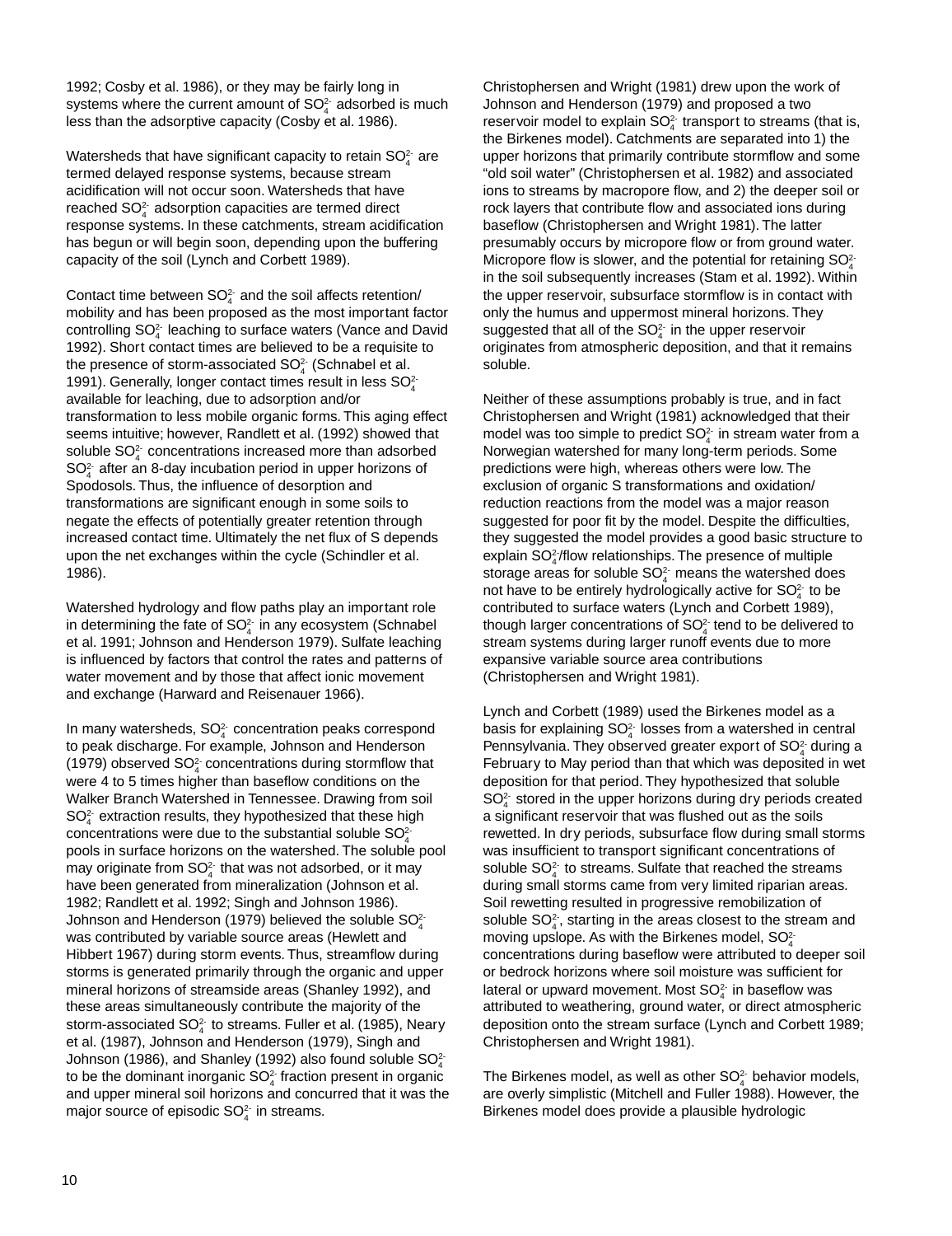1992; Cosby et al. 1986), or they may be fairly long in systems where the current amount of $SO_4^{2-}$ adsorbed is much less than the adsorptive capacity (Cosby et al. 1986).

Watersheds that have significant capacity to retain $SO_4^{2-}$ are termed delayed response systems, because stream acidification will not occur soon. Watersheds that have reached $SO_4^{2-}$ adsorption capacities are termed direct response systems. In these catchments, stream acidification has begun or will begin soon, depending upon the buffering capacity of the soil (Lynch and Corbett 1989).

Contact time between $SO_4^{2-}$ and the soil affects retention/mobility and has been proposed as the most important factor controlling $SO_4^{2-}$ leaching to surface waters (Vance and David 1992). Short contact times are believed to be a requisite to the presence of storm-associated $SO_4^{2-}$ (Schnabel et al. 1991). Generally, longer contact times result in less $SO_4^{2-}$ available for leaching, due to adsorption and/or transformation to less mobile organic forms. This aging effect seems intuitive; however, Randlett et al. (1992) showed that soluble $SO_4^{2-}$ concentrations increased more than adsorbed $SO_4^{2-}$ after an 8-day incubation period in upper horizons of Spodosols. Thus, the influence of desorption and transformations are significant enough in some soils to negate the effects of potentially greater retention through increased contact time. Ultimately the net flux of S depends upon the net exchanges within the cycle (Schindler et al. 1986).

Watershed hydrology and flow paths play an important role in determining the fate of $SO_4^{2-}$ in any ecosystem (Schnabel et al. 1991; Johnson and Henderson 1979). Sulfate leaching is influenced by factors that control the rates and patterns of water movement and by those that affect ionic movement and exchange (Harward and Reisenauer 1966).

In many watersheds, $SO_4^{2-}$ concentration peaks correspond to peak discharge. For example, Johnson and Henderson (1979) observed $SO_4^{2-}$ concentrations during stormflow that were 4 to 5 times higher than baseflow conditions on the Walker Branch Watershed in Tennessee. Drawing from soil $SO_4^{2-}$ extraction results, they hypothesized that these high concentrations were due to the substantial soluble $SO_4^{2-}$ pools in surface horizons on the watershed. The soluble pool may originate from $SO_4^{2-}$ that was not adsorbed, or it may have been generated from mineralization (Johnson et al. 1982; Randlett et al. 1992; Singh and Johnson 1986). Johnson and Henderson (1979) believed the soluble $SO_4^{2-}$ was contributed by variable source areas (Hewlett and Hibbert 1967) during storm events. Thus, streamflow during storms is generated primarily through the organic and upper mineral horizons of streamside areas (Shanley 1992), and these areas simultaneously contribute the majority of the storm-associated $SO_4^{2-}$ to streams. Fuller et al. (1985), Neary et al. (1987), Johnson and Henderson (1979), Singh and Johnson (1986), and Shanley (1992) also found soluble $SO_4^{2-}$ to be the dominant inorganic $SO_4^{2-}$ fraction present in organic and upper mineral soil horizons and concurred that it was the major source of episodic $SO_4^{2-}$ in streams.

Christophersen and Wright (1981) drew upon the work of Johnson and Henderson (1979) and proposed a two reservoir model to explain $SO_4^{2-}$ transport to streams (that is, the Birkenes model). Catchments are separated into 1) the upper horizons that primarily contribute stormflow and some “old soil water” (Christophersen et al. 1982) and associated ions to streams by macropore flow, and 2) the deeper soil or rock layers that contribute flow and associated ions during baseflow (Christophersen and Wright 1981). The latter presumably occurs by micropore flow or from ground water. Micropore flow is slower, and the potential for retaining $SO_4^{2-}$ in the soil subsequently increases (Stam et al. 1992). Within the upper reservoir, subsurface stormflow is in contact with only the humus and uppermost mineral horizons. They suggested that all of the $SO_4^{2-}$ in the upper reservoir originates from atmospheric deposition, and that it remains soluble.

Neither of these assumptions probably is true, and in fact Christophersen and Wright (1981) acknowledged that their model was too simple to predict $SO_4^{2-}$ in stream water from a Norwegian watershed for many long-term periods. Some predictions were high, whereas others were low. The exclusion of organic S transformations and oxidation/reduction reactions from the model was a major reason suggested for poor fit by the model. Despite the difficulties, they suggested the model provides a good basic structure to explain $SO_4^{2-}$/flow relationships. The presence of multiple storage areas for soluble $SO_4^{2-}$ means the watershed does not have to be entirely hydrologically active for $SO_4^{2-}$ to be contributed to surface waters (Lynch and Corbett 1989), though larger concentrations of $SO_4^{2-}$ tend to be delivered to stream systems during larger runoff events due to more expansive variable source area contributions (Christophersen and Wright 1981).

Lynch and Corbett (1989) used the Birkenes model as a basis for explaining $SO_4^{2-}$ losses from a watershed in central Pennsylvania. They observed greater export of $SO_4^{2-}$ during a February to May period than that which was deposited in wet deposition for that period. They hypothesized that soluble $SO_4^{2-}$ stored in the upper horizons during dry periods created a significant reservoir that was flushed out as the soils rewetted. In dry periods, subsurface flow during small storms was insufficient to transport significant concentrations of soluble $SO_4^{2-}$ to streams. Sulfate that reached the streams during small storms came from very limited riparian areas. Soil rewetting resulted in progressive remobilization of soluble $SO_4^{2-}$, starting in the areas closest to the stream and moving upslope. As with the Birkenes model, $SO_4^{2-}$ concentrations during baseflow were attributed to deeper soil or bedrock horizons where soil moisture was sufficient for lateral or upward movement. Most $SO_4^{2-}$ in baseflow was attributed to weathering, ground water, or direct atmospheric deposition onto the stream surface (Lynch and Corbett 1989; Christophersen and Wright 1981).

The Birkenes model, as well as other $SO_4^{2-}$ behavior models, are overly simplistic (Mitchell and Fuller 1988). However, the Birkenes model does provide a plausible hydrologic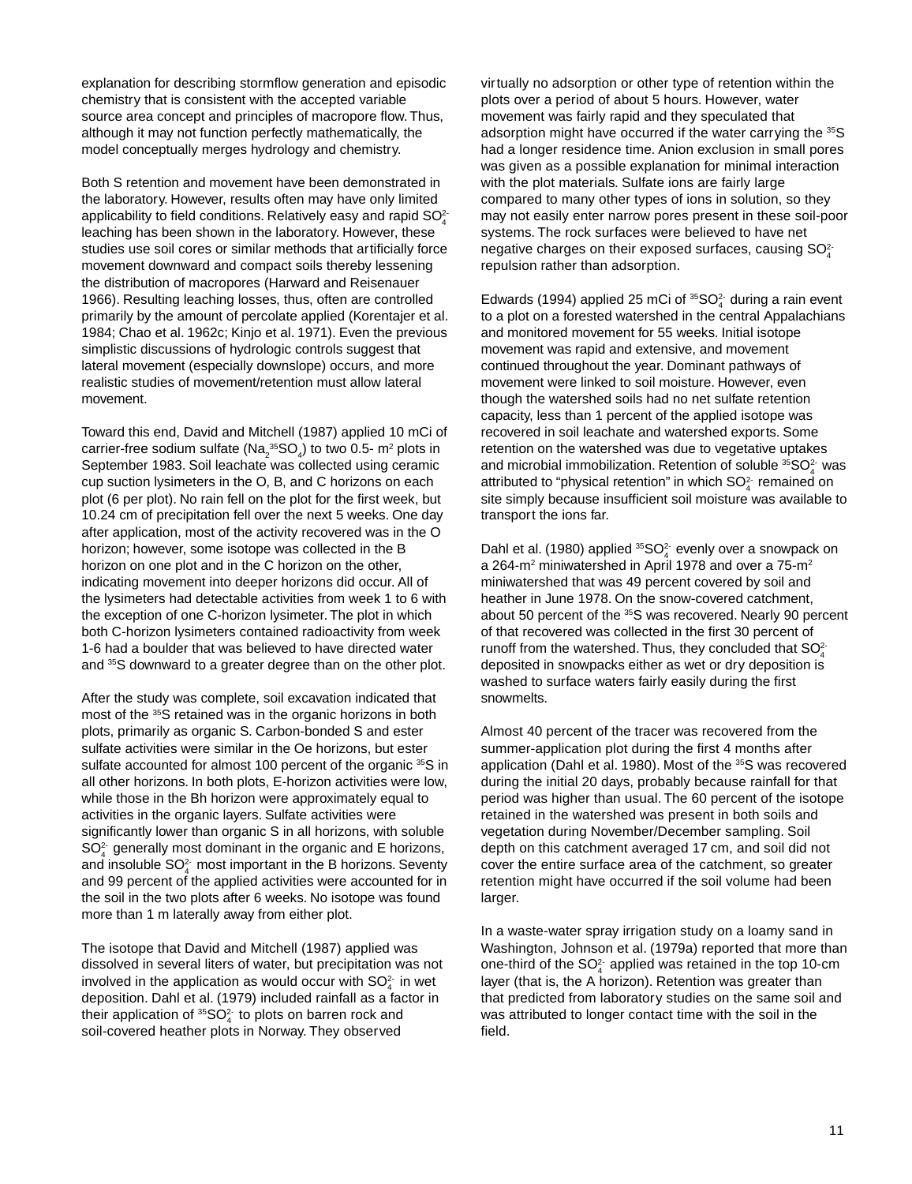explanation for describing stormflow generation and episodic chemistry that is consistent with the accepted variable source area concept and principles of macropore flow. Thus, although it may not function perfectly mathematically, the model conceptually merges hydrology and chemistry.

Both S retention and movement have been demonstrated in the laboratory. However, results often may have only limited applicability to field conditions. Relatively easy and rapid $SO_4^{2-}$ leaching has been shown in the laboratory. However, these studies use soil cores or similar methods that artificially force movement downward and compact soils thereby lessening the distribution of macropores (Harward and Reisenauer 1966). Resulting leaching losses, thus, often are controlled primarily by the amount of percolate applied (Korentajer et al. 1984; Chao et al. 1962c; Kinjo et al. 1971). Even the previous simplistic discussions of hydrologic controls suggest that lateral movement (especially downslope) occurs, and more realistic studies of movement/retention must allow lateral movement.

Toward this end, David and Mitchell (1987) applied 10 mCi of carrier-free sodium sulfate ($Na_2{}^{35}SO_4$) to two 0.5- $m^2$ plots in September 1983. Soil leachate was collected using ceramic cup suction lysimeters in the O, B, and C horizons on each plot (6 per plot). No rain fell on the plot for the first week, but 10.24 cm of precipitation fell over the next 5 weeks. One day after application, most of the activity recovered was in the O horizon; however, some isotope was collected in the B horizon on one plot and in the C horizon on the other, indicating movement into deeper horizons did occur. All of the lysimeters had detectable activities from week 1 to 6 with the exception of one C-horizon lysimeter. The plot in which both C-horizon lysimeters contained radioactivity from week 1-6 had a boulder that was believed to have directed water and $^{35}S$ downward to a greater degree than on the other plot.

After the study was complete, soil excavation indicated that most of the $^{35}S$ retained was in the organic horizons in both plots, primarily as organic S. Carbon-bonded S and ester sulfate activities were similar in the Oe horizons, but ester sulfate accounted for almost 100 percent of the organic $^{35}S$ in all other horizons. In both plots, E-horizon activities were low, while those in the Bh horizon were approximately equal to activities in the organic layers. Sulfate activities were significantly lower than organic S in all horizons, with soluble $SO_4^{2-}$ generally most dominant in the organic and E horizons, and insoluble $SO_4^{2-}$ most important in the B horizons. Seventy and 99 percent of the applied activities were accounted for in the soil in the two plots after 6 weeks. No isotope was found more than 1 m laterally away from either plot.

The isotope that David and Mitchell (1987) applied was dissolved in several liters of water, but precipitation was not involved in the application as would occur with $SO_4^{2-}$ in wet deposition. Dahl et al. (1979) included rainfall as a factor in their application of $^{35}SO_4^{2-}$ to plots on barren rock and soil-covered heather plots in Norway. They observed virtually no adsorption or other type of retention within the plots over a period of about 5 hours. However, water movement was fairly rapid and they speculated that adsorption might have occurred if the water carrying the $^{35}S$ had a longer residence time. Anion exclusion in small pores was given as a possible explanation for minimal interaction with the plot materials. Sulfate ions are fairly large compared to many other types of ions in solution, so they may not easily enter narrow pores present in these soil-poor systems. The rock surfaces were believed to have net negative charges on their exposed surfaces, causing $SO_4^{2-}$ repulsion rather than adsorption.

Edwards (1994) applied 25 mCi of $^{35}SO_4^{2-}$ during a rain event to a plot on a forested watershed in the central Appalachians and monitored movement for 55 weeks. Initial isotope movement was rapid and extensive, and movement continued throughout the year. Dominant pathways of movement were linked to soil moisture. However, even though the watershed soils had no net sulfate retention capacity, less than 1 percent of the applied isotope was recovered in soil leachate and watershed exports. Some retention on the watershed was due to vegetative uptakes and microbial immobilization. Retention of soluble $^{35}SO_4^{2-}$ was attributed to "physical retention" in which $SO_4^{2-}$ remained on site simply because insufficient soil moisture was available to transport the ions far.

Dahl et al. (1980) applied $^{35}SO_4^{2-}$ evenly over a snowpack on a 264-$m^2$ miniwatershed in April 1978 and over a 75-$m^2$ miniwatershed that was 49 percent covered by soil and heather in June 1978. On the snow-covered catchment, about 50 percent of the $^{35}S$ was recovered. Nearly 90 percent of that recovered was collected in the first 30 percent of runoff from the watershed. Thus, they concluded that $SO_4^{2-}$ deposited in snowpacks either as wet or dry deposition is washed to surface waters fairly easily during the first snowmelts.

Almost 40 percent of the tracer was recovered from the summer-application plot during the first 4 months after application (Dahl et al. 1980). Most of the $^{35}S$ was recovered during the initial 20 days, probably because rainfall for that period was higher than usual. The 60 percent of the isotope retained in the watershed was present in both soils and vegetation during November/December sampling. Soil depth on this catchment averaged 17 cm, and soil did not cover the entire surface area of the catchment, so greater retention might have occurred if the soil volume had been larger.

In a waste-water spray irrigation study on a loamy sand in Washington, Johnson et al. (1979a) reported that more than one-third of the $SO_4^{2-}$ applied was retained in the top 10-cm layer (that is, the A horizon). Retention was greater than that predicted from laboratory studies on the same soil and was attributed to longer contact time with the soil in the field.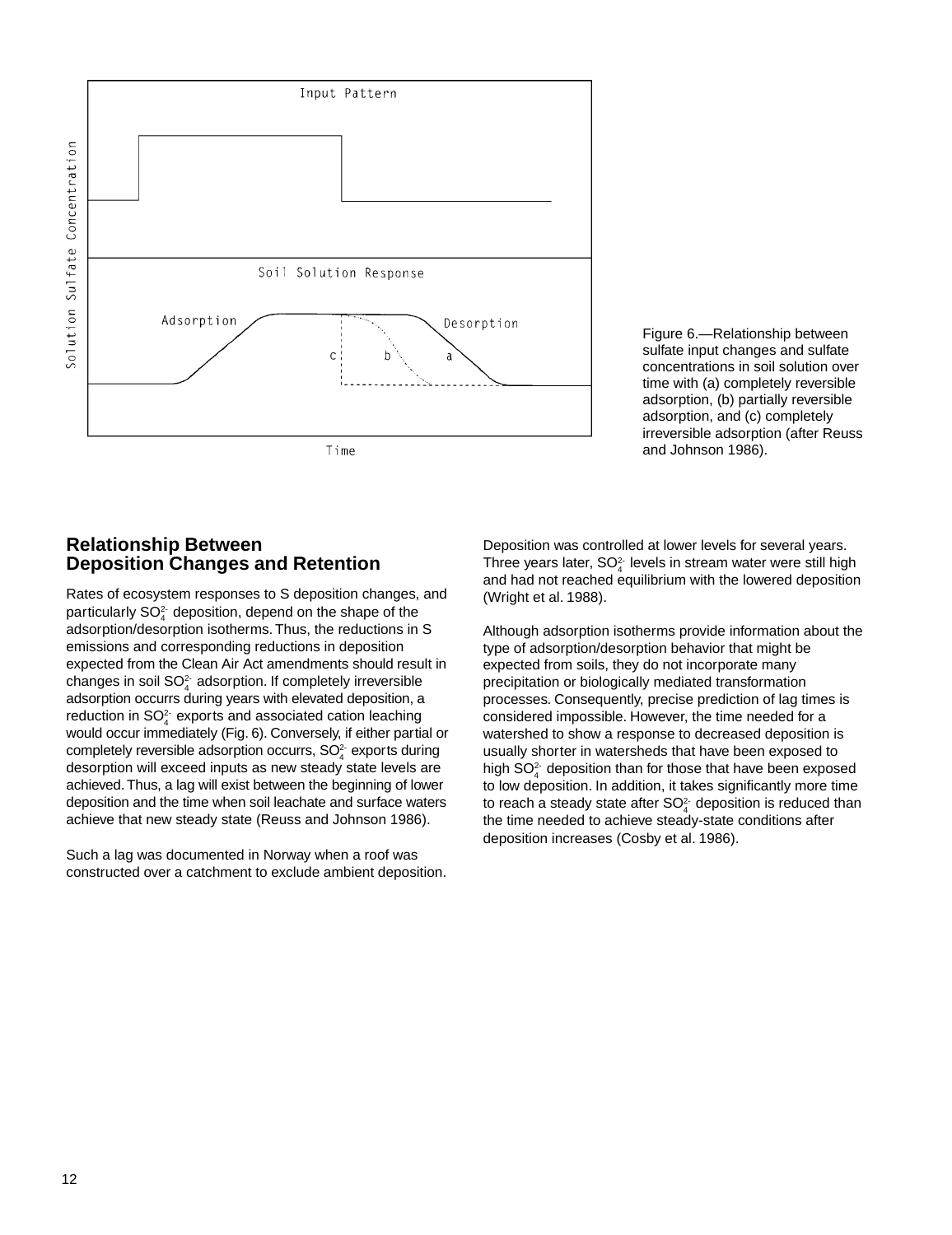Figure 6.—Relationship between sulfate input changes and sulfate concentrations in soil solution over time with (a) completely reversible adsorption, (b) partially reversible adsorption, and (c) completely irreversible adsorption (after Reuss and Johnson 1986).

## Relationship Between Deposition Changes and Retention

Rates of ecosystem responses to S deposition changes, and particularly $SO_4^{2-}$ deposition, depend on the shape of the adsorption/desorption isotherms. Thus, the reductions in S emissions and corresponding reductions in deposition expected from the Clean Air Act amendments should result in changes in soil $SO_4^{2-}$ adsorption. If completely irreversible adsorption occurrs during years with elevated deposition, a reduction in $SO_4^{2-}$ exports and associated cation leaching would occur immediately (Fig. 6). Conversely, if either partial or completely reversible adsorption occurrs, $SO_4^{2-}$ exports during desorption will exceed inputs as new steady state levels are achieved. Thus, a lag will exist between the beginning of lower deposition and the time when soil leachate and surface waters achieve that new steady state (Reuss and Johnson 1986).

Such a lag was documented in Norway when a roof was constructed over a catchment to exclude ambient deposition. Deposition was controlled at lower levels for several years. Three years later, $SO_4^{2-}$ levels in stream water were still high and had not reached equilibrium with the lowered deposition (Wright et al. 1988).

Although adsorption isotherms provide information about the type of adsorption/desorption behavior that might be expected from soils, they do not incorporate many precipitation or biologically mediated transformation processes. Consequently, precise prediction of lag times is considered impossible. However, the time needed for a watershed to show a response to decreased deposition is usually shorter in watersheds that have been exposed to high $SO_4^{2-}$ deposition than for those that have been exposed to low deposition. In addition, it takes significantly more time to reach a steady state after $SO_4^{2-}$ deposition is reduced than the time needed to achieve steady-state conditions after deposition increases (Cosby et al. 1986).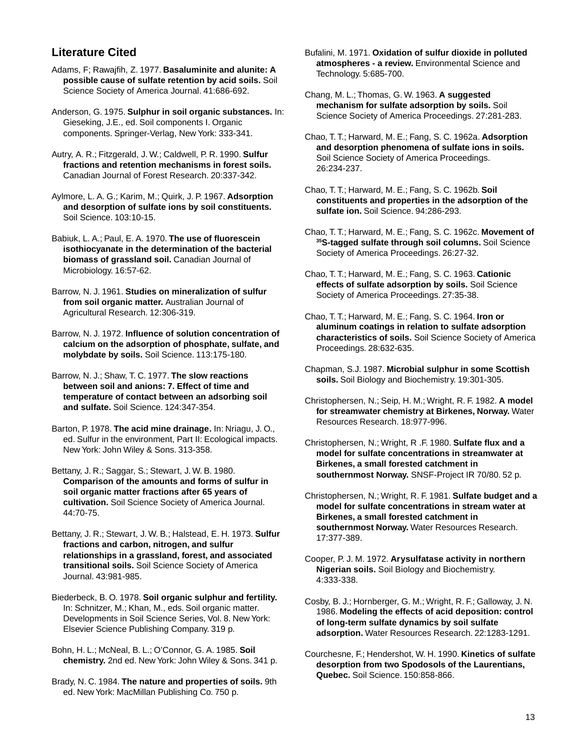## Literature Cited

Adams, F; Rawajfih, Z. 1977. **Basaluminite and alunite: A possible cause of sulfate retention by acid soils.** Soil Science Society of America Journal. 41:686-692.

Anderson, G. 1975. **Sulphur in soil organic substances.** In: Gieseking, J.E., ed. Soil components I. Organic components. Springer-Verlag, New York: 333-341.

Autry, A. R.; Fitzgerald, J. W.; Caldwell, P. R. 1990. **Sulfur fractions and retention mechanisms in forest soils.** Canadian Journal of Forest Research. 20:337-342.

Aylmore, L. A. G.; Karim, M.; Quirk, J. P. 1967. **Adsorption and desorption of sulfate ions by soil constituents.** Soil Science. 103:10-15.

Babiuk, L. A.; Paul, E. A. 1970. **The use of fluorescein isothiocyanate in the determination of the bacterial biomass of grassland soil.** Canadian Journal of Microbiology. 16:57-62.

Barrow, N. J. 1961. **Studies on mineralization of sulfur from soil organic matter.** Australian Journal of Agricultural Research. 12:306-319.

Barrow, N. J. 1972. **Influence of solution concentration of calcium on the adsorption of phosphate, sulfate, and molybdate by soils.** Soil Science. 113:175-180.

Barrow, N. J.; Shaw, T. C. 1977. **The slow reactions between soil and anions: 7. Effect of time and temperature of contact between an adsorbing soil and sulfate.** Soil Science. 124:347-354.

Barton, P. 1978. **The acid mine drainage.** In: Nriagu, J. O., ed. Sulfur in the environment, Part II: Ecological impacts. New York: John Wiley & Sons. 313-358.

Bettany, J. R.; Saggar, S.; Stewart, J. W. B. 1980. **Comparison of the amounts and forms of sulfur in soil organic matter fractions after 65 years of cultivation.** Soil Science Society of America Journal. 44:70-75.

Bettany, J. R.; Stewart, J. W. B.; Halstead, E. H. 1973. **Sulfur fractions and carbon, nitrogen, and sulfur relationships in a grassland, forest, and associated transitional soils.** Soil Science Society of America Journal. 43:981-985.

Biederbeck, B. O. 1978. **Soil organic sulphur and fertility.** In: Schnitzer, M.; Khan, M., eds. Soil organic matter. Developments in Soil Science Series, Vol. 8. New York: Elsevier Science Publishing Company. 319 p.

Bohn, H. L.; McNeal, B. L.; O'Connor, G. A. 1985. **Soil chemistry.** 2nd ed. New York: John Wiley & Sons. 341 p.

Brady, N. C. 1984. **The nature and properties of soils.** 9th ed. New York: MacMillan Publishing Co. 750 p.

Bufalini, M. 1971. **Oxidation of sulfur dioxide in polluted atmospheres - a review.** Environmental Science and Technology. 5:685-700.

Chang, M. L.; Thomas, G. W. 1963. **A suggested mechanism for sulfate adsorption by soils.** Soil Science Society of America Proceedings. 27:281-283.

Chao, T. T.; Harward, M. E.; Fang, S. C. 1962a. **Adsorption and desorption phenomena of sulfate ions in soils.** Soil Science Society of America Proceedings. 26:234-237.

Chao, T. T.; Harward, M. E.; Fang, S. C. 1962b. **Soil constituents and properties in the adsorption of the sulfate ion.** Soil Science. 94:286-293.

Chao, T. T.; Harward, M. E.; Fang, S. C. 1962c. **Movement of $^{35}$S-tagged sulfate through soil columns.** Soil Science Society of America Proceedings. 26:27-32.

Chao, T. T.; Harward, M. E.; Fang, S. C. 1963. **Cationic effects of sulfate adsorption by soils.** Soil Science Society of America Proceedings. 27:35-38.

Chao, T. T.; Harward, M. E.; Fang, S. C. 1964. **Iron or aluminum coatings in relation to sulfate adsorption characteristics of soils.** Soil Science Society of America Proceedings. 28:632-635.

Chapman, S.J. 1987. **Microbial sulphur in some Scottish soils.** Soil Biology and Biochemistry. 19:301-305.

Christophersen, N.; Seip, H. M.; Wright, R. F. 1982. **A model for streamwater chemistry at Birkenes, Norway.** Water Resources Research. 18:977-996.

Christophersen, N.; Wright, R .F. 1980. **Sulfate flux and a model for sulfate concentrations in streamwater at Birkenes, a small forested catchment in southernmost Norway.** SNSF-Project IR 70/80. 52 p.

Christophersen, N.; Wright, R. F. 1981. **Sulfate budget and a model for sulfate concentrations in stream water at Birkenes, a small forested catchment in southernmost Norway.** Water Resources Research. 17:377-389.

Cooper, P. J. M. 1972. **Arysulfatase activity in northern Nigerian soils.** Soil Biology and Biochemistry. 4:333-338.

Cosby, B. J.; Hornberger, G. M.; Wright, R. F.; Galloway, J. N. 1986. **Modeling the effects of acid deposition: control of long-term sulfate dynamics by soil sulfate adsorption.** Water Resources Research. 22:1283-1291.

Courchesne, F.; Hendershot, W. H. 1990. **Kinetics of sulfate desorption from two Spodosols of the Laurentians, Quebec.** Soil Science. 150:858-866.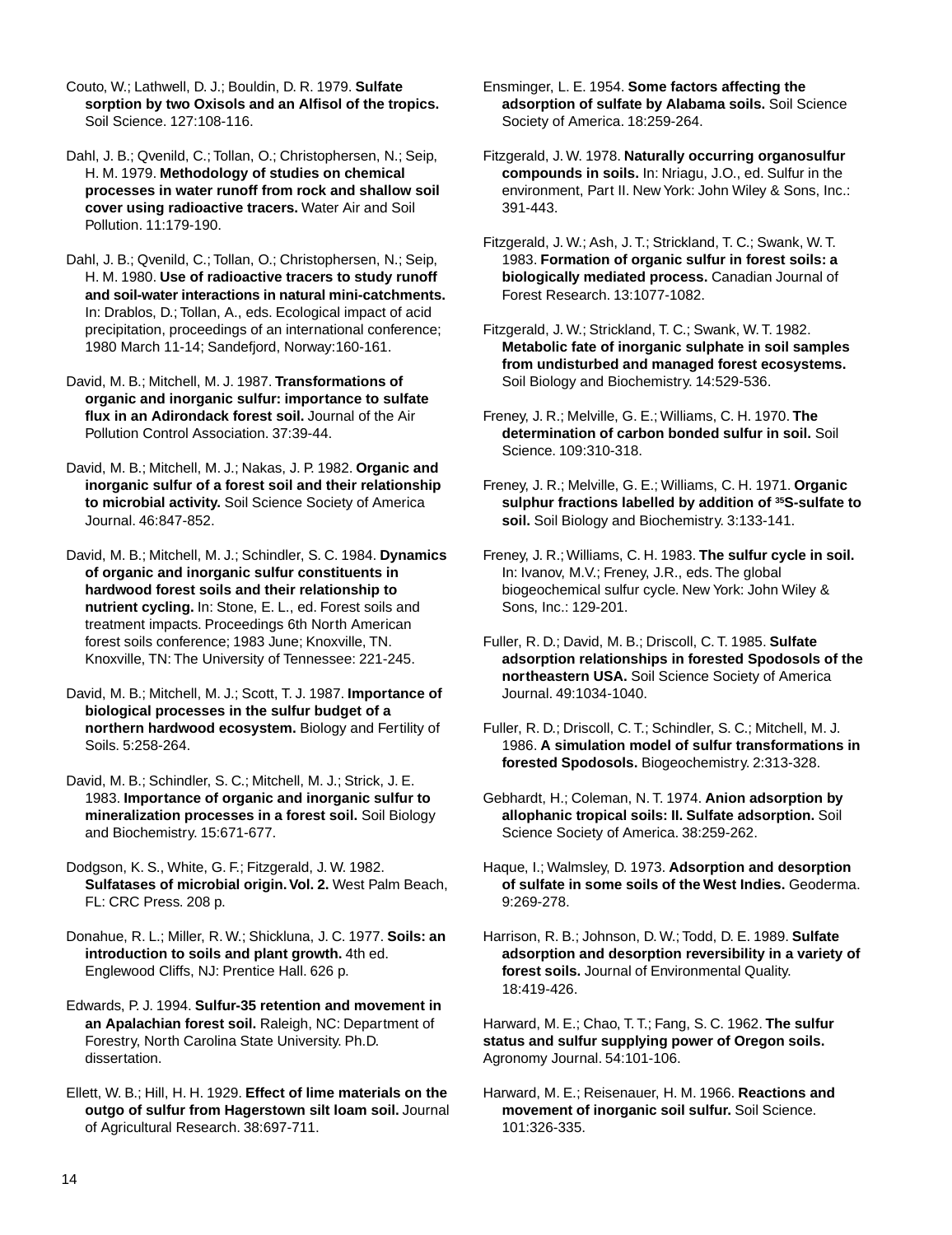Couto, W.; Lathwell, D. J.; Bouldin, D. R. 1979. **Sulfate sorption by two Oxisols and an Alfisol of the tropics.** Soil Science. 127:108-116.

Dahl, J. B.; Qvenild, C.; Tollan, O.; Christophersen, N.; Seip, H. M. 1979. **Methodology of studies on chemical processes in water runoff from rock and shallow soil cover using radioactive tracers.** Water Air and Soil Pollution. 11:179-190.

Dahl, J. B.; Qvenild, C.; Tollan, O.; Christophersen, N.; Seip, H. M. 1980. **Use of radioactive tracers to study runoff and soil-water interactions in natural mini-catchments.** In: Drablos, D.; Tollan, A., eds. Ecological impact of acid precipitation, proceedings of an international conference; 1980 March 11-14; Sandefjord, Norway:160-161.

David, M. B.; Mitchell, M. J. 1987. **Transformations of organic and inorganic sulfur: importance to sulfate flux in an Adirondack forest soil.** Journal of the Air Pollution Control Association. 37:39-44.

David, M. B.; Mitchell, M. J.; Nakas, J. P. 1982. **Organic and inorganic sulfur of a forest soil and their relationship to microbial activity.** Soil Science Society of America Journal. 46:847-852.

David, M. B.; Mitchell, M. J.; Schindler, S. C. 1984. **Dynamics of organic and inorganic sulfur constituents in hardwood forest soils and their relationship to nutrient cycling.** In: Stone, E. L., ed. Forest soils and treatment impacts. Proceedings 6th North American forest soils conference; 1983 June; Knoxville, TN. Knoxville, TN: The University of Tennessee: 221-245.

David, M. B.; Mitchell, M. J.; Scott, T. J. 1987. **Importance of biological processes in the sulfur budget of a northern hardwood ecosystem.** Biology and Fertility of Soils. 5:258-264.

David, M. B.; Schindler, S. C.; Mitchell, M. J.; Strick, J. E. 1983. **Importance of organic and inorganic sulfur to mineralization processes in a forest soil.** Soil Biology and Biochemistry. 15:671-677.

Dodgson, K. S., White, G. F.; Fitzgerald, J. W. 1982. **Sulfatases of microbial origin. Vol. 2.** West Palm Beach, FL: CRC Press. 208 p.

Donahue, R. L.; Miller, R. W.; Shickluna, J. C. 1977. **Soils: an introduction to soils and plant growth.** 4th ed. Englewood Cliffs, NJ: Prentice Hall. 626 p.

Edwards, P. J. 1994. **Sulfur-35 retention and movement in an Apalachian forest soil.** Raleigh, NC: Department of Forestry, North Carolina State University. Ph.D. dissertation.

Ellett, W. B.; Hill, H. H. 1929. **Effect of lime materials on the outgo of sulfur from Hagerstown silt loam soil.** Journal of Agricultural Research. 38:697-711.

Ensminger, L. E. 1954. **Some factors affecting the adsorption of sulfate by Alabama soils.** Soil Science Society of America. 18:259-264.

Fitzgerald, J. W. 1978. **Naturally occurring organosulfur compounds in soils.** In: Nriagu, J.O., ed. Sulfur in the environment, Part II. New York: John Wiley & Sons, Inc.: 391-443.

Fitzgerald, J. W.; Ash, J. T.; Strickland, T. C.; Swank, W. T. 1983. **Formation of organic sulfur in forest soils: a biologically mediated process.** Canadian Journal of Forest Research. 13:1077-1082.

Fitzgerald, J. W.; Strickland, T. C.; Swank, W. T. 1982. **Metabolic fate of inorganic sulphate in soil samples from undisturbed and managed forest ecosystems.** Soil Biology and Biochemistry. 14:529-536.

Freney, J. R.; Melville, G. E.; Williams, C. H. 1970. **The determination of carbon bonded sulfur in soil.** Soil Science. 109:310-318.

Freney, J. R.; Melville, G. E.; Williams, C. H. 1971. **Organic sulphur fractions labelled by addition of $^{35}$S-sulfate to soil.** Soil Biology and Biochemistry. 3:133-141.

Freney, J. R.; Williams, C. H. 1983. **The sulfur cycle in soil.** In: Ivanov, M.V.; Freney, J.R., eds. The global biogeochemical sulfur cycle. New York: John Wiley & Sons, Inc.: 129-201.

Fuller, R. D.; David, M. B.; Driscoll, C. T. 1985. **Sulfate adsorption relationships in forested Spodosols of the northeastern USA.** Soil Science Society of America Journal. 49:1034-1040.

Fuller, R. D.; Driscoll, C. T.; Schindler, S. C.; Mitchell, M. J. 1986. **A simulation model of sulfur transformations in forested Spodosols.** Biogeochemistry. 2:313-328.

Gebhardt, H.; Coleman, N. T. 1974. **Anion adsorption by allophanic tropical soils: II. Sulfate adsorption.** Soil Science Society of America. 38:259-262.

Haque, I.; Walmsley, D. 1973. **Adsorption and desorption of sulfate in some soils of the West Indies.** Geoderma. 9:269-278.

Harrison, R. B.; Johnson, D. W.; Todd, D. E. 1989. **Sulfate adsorption and desorption reversibility in a variety of forest soils.** Journal of Environmental Quality. 18:419-426.

Harward, M. E.; Chao, T. T.; Fang, S. C. 1962. **The sulfur status and sulfur supplying power of Oregon soils.** Agronomy Journal. 54:101-106.

Harward, M. E.; Reisenauer, H. M. 1966. **Reactions and movement of inorganic soil sulfur.** Soil Science. 101:326-335.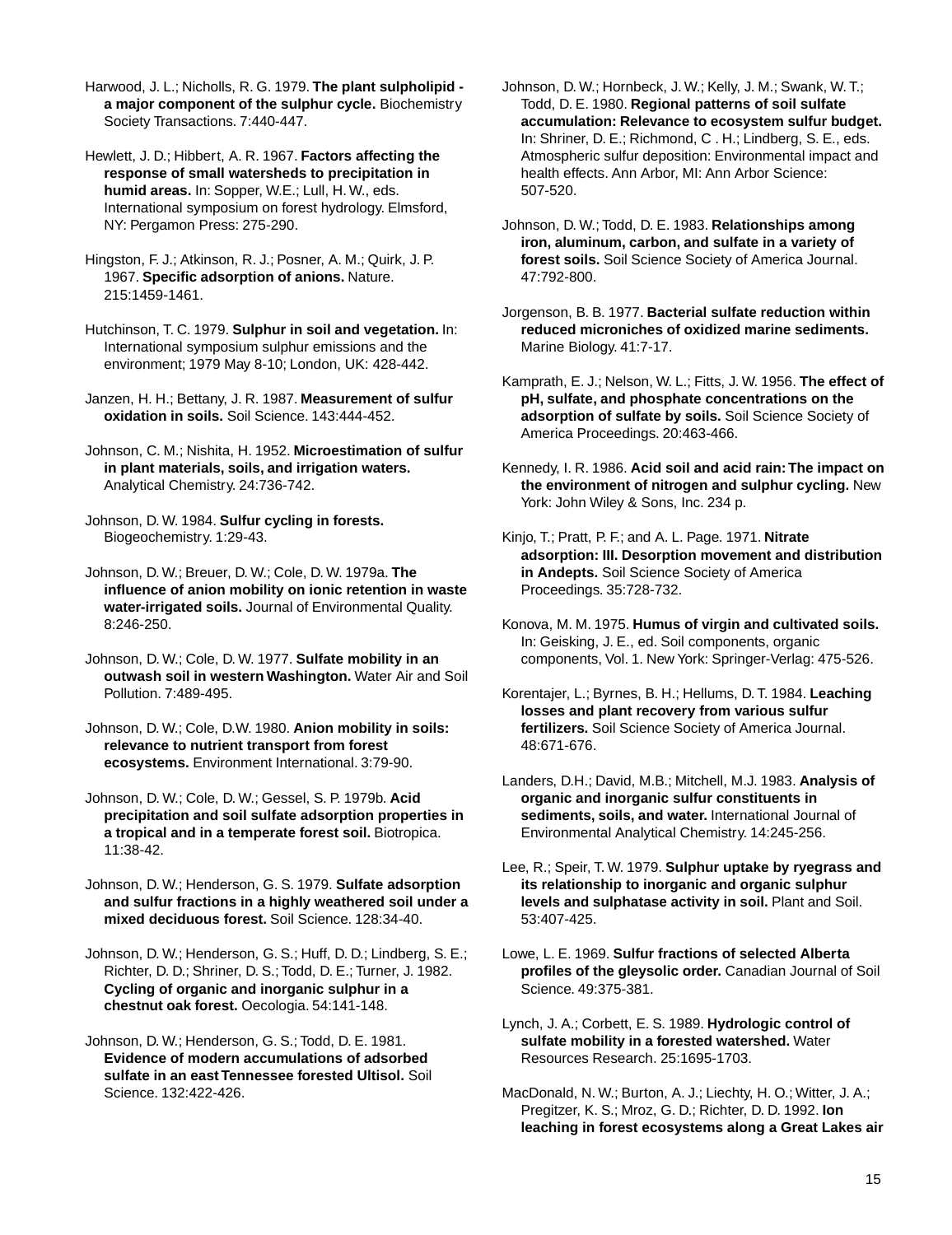Harwood, J. L.; Nicholls, R. G. 1979. **The plant sulpholipid - a major component of the sulphur cycle.** Biochemistry Society Transactions. 7:440-447.

Hewlett, J. D.; Hibbert, A. R. 1967. **Factors affecting the response of small watersheds to precipitation in humid areas.** In: Sopper, W.E.; Lull, H. W., eds. International symposium on forest hydrology. Elmsford, NY: Pergamon Press: 275-290.

Hingston, F. J.; Atkinson, R. J.; Posner, A. M.; Quirk, J. P. 1967. **Specific adsorption of anions.** Nature. 215:1459-1461.

Hutchinson, T. C. 1979. **Sulphur in soil and vegetation.** In: International symposium sulphur emissions and the environment; 1979 May 8-10; London, UK: 428-442.

Janzen, H. H.; Bettany, J. R. 1987. **Measurement of sulfur oxidation in soils.** Soil Science. 143:444-452.

Johnson, C. M.; Nishita, H. 1952. **Microestimation of sulfur in plant materials, soils, and irrigation waters.** Analytical Chemistry. 24:736-742.

Johnson, D. W. 1984. **Sulfur cycling in forests.** Biogeochemistry. 1:29-43.

Johnson, D. W.; Breuer, D. W.; Cole, D. W. 1979a. **The influence of anion mobility on ionic retention in waste water-irrigated soils.** Journal of Environmental Quality. 8:246-250.

Johnson, D. W.; Cole, D. W. 1977. **Sulfate mobility in an outwash soil in western Washington.** Water Air and Soil Pollution. 7:489-495.

Johnson, D. W.; Cole, D.W. 1980. **Anion mobility in soils: relevance to nutrient transport from forest ecosystems.** Environment International. 3:79-90.

Johnson, D. W.; Cole, D. W.; Gessel, S. P. 1979b. **Acid precipitation and soil sulfate adsorption properties in a tropical and in a temperate forest soil.** Biotropica. 11:38-42.

Johnson, D. W.; Henderson, G. S. 1979. **Sulfate adsorption and sulfur fractions in a highly weathered soil under a mixed deciduous forest.** Soil Science. 128:34-40.

Johnson, D. W.; Henderson, G. S.; Huff, D. D.; Lindberg, S. E.; Richter, D. D.; Shriner, D. S.; Todd, D. E.; Turner, J. 1982. **Cycling of organic and inorganic sulphur in a chestnut oak forest.** Oecologia. 54:141-148.

Johnson, D. W.; Henderson, G. S.; Todd, D. E. 1981. **Evidence of modern accumulations of adsorbed sulfate in an east Tennessee forested Ultisol.** Soil Science. 132:422-426.

Johnson, D. W.; Hornbeck, J. W.; Kelly, J. M.; Swank, W. T.; Todd, D. E. 1980. **Regional patterns of soil sulfate accumulation: Relevance to ecosystem sulfur budget.** In: Shriner, D. E.; Richmond, C . H.; Lindberg, S. E., eds. Atmospheric sulfur deposition: Environmental impact and health effects. Ann Arbor, MI: Ann Arbor Science: 507-520.

Johnson, D. W.; Todd, D. E. 1983. **Relationships among iron, aluminum, carbon, and sulfate in a variety of forest soils.** Soil Science Society of America Journal. 47:792-800.

Jorgenson, B. B. 1977. **Bacterial sulfate reduction within reduced microniches of oxidized marine sediments.** Marine Biology. 41:7-17.

Kamprath, E. J.; Nelson, W. L.; Fitts, J. W. 1956. **The effect of pH, sulfate, and phosphate concentrations on the adsorption of sulfate by soils.** Soil Science Society of America Proceedings. 20:463-466.

Kennedy, I. R. 1986. **Acid soil and acid rain: The impact on the environment of nitrogen and sulphur cycling.** New York: John Wiley & Sons, Inc. 234 p.

Kinjo, T.; Pratt, P. F.; and A. L. Page. 1971. **Nitrate adsorption: III. Desorption movement and distribution in Andepts.** Soil Science Society of America Proceedings. 35:728-732.

Konova, M. M. 1975. **Humus of virgin and cultivated soils.** In: Geisking, J. E., ed. Soil components, organic components, Vol. 1. New York: Springer-Verlag: 475-526.

Korentajer, L.; Byrnes, B. H.; Hellums, D. T. 1984. **Leaching losses and plant recovery from various sulfur fertilizers.** Soil Science Society of America Journal. 48:671-676.

Landers, D.H.; David, M.B.; Mitchell, M.J. 1983. **Analysis of organic and inorganic sulfur constituents in sediments, soils, and water.** International Journal of Environmental Analytical Chemistry. 14:245-256.

Lee, R.; Speir, T. W. 1979. **Sulphur uptake by ryegrass and its relationship to inorganic and organic sulphur levels and sulphatase activity in soil.** Plant and Soil. 53:407-425.

Lowe, L. E. 1969. **Sulfur fractions of selected Alberta profiles of the gleysolic order.** Canadian Journal of Soil Science. 49:375-381.

Lynch, J. A.; Corbett, E. S. 1989. **Hydrologic control of sulfate mobility in a forested watershed.** Water Resources Research. 25:1695-1703.

MacDonald, N. W.; Burton, A. J.; Liechty, H. O.; Witter, J. A.; Pregitzer, K. S.; Mroz, G. D.; Richter, D. D. 1992. **Ion leaching in forest ecosystems along a Great Lakes air**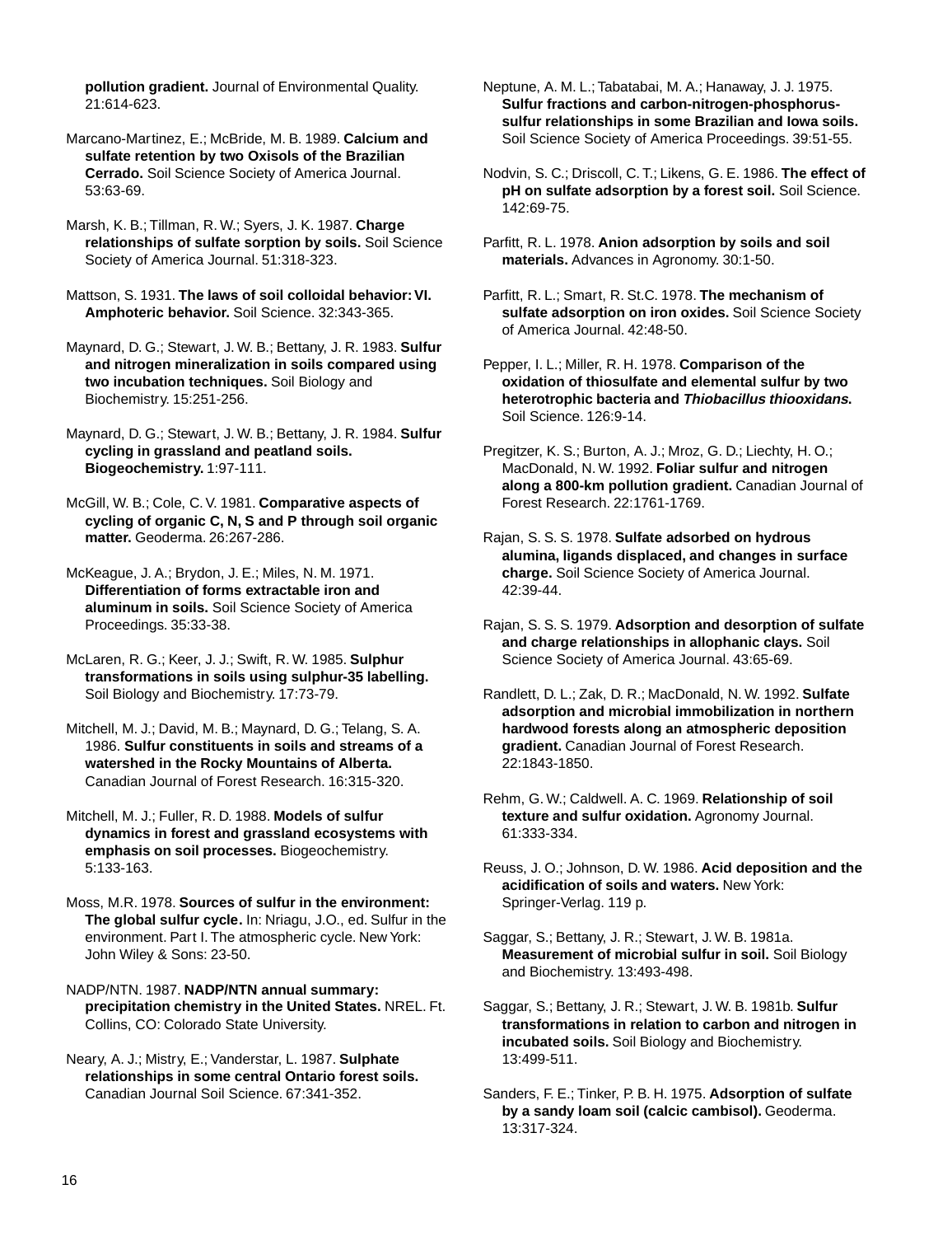**pollution gradient.** Journal of Environmental Quality. 21:614-623.

Marcano-Martinez, E.; McBride, M. B. 1989. **Calcium and sulfate retention by two Oxisols of the Brazilian Cerrado.** Soil Science Society of America Journal. 53:63-69.

Marsh, K. B.; Tillman, R. W.; Syers, J. K. 1987. **Charge relationships of sulfate sorption by soils.** Soil Science Society of America Journal. 51:318-323.

Mattson, S. 1931. **The laws of soil colloidal behavior: VI. Amphoteric behavior.** Soil Science. 32:343-365.

Maynard, D. G.; Stewart, J. W. B.; Bettany, J. R. 1983. **Sulfur and nitrogen mineralization in soils compared using two incubation techniques.** Soil Biology and Biochemistry. 15:251-256.

Maynard, D. G.; Stewart, J. W. B.; Bettany, J. R. 1984. **Sulfur cycling in grassland and peatland soils. Biogeochemistry.** 1:97-111.

McGill, W. B.; Cole, C. V. 1981. **Comparative aspects of cycling of organic C, N, S and P through soil organic matter.** Geoderma. 26:267-286.

McKeague, J. A.; Brydon, J. E.; Miles, N. M. 1971. **Differentiation of forms extractable iron and aluminum in soils.** Soil Science Society of America Proceedings. 35:33-38.

McLaren, R. G.; Keer, J. J.; Swift, R. W. 1985. **Sulphur transformations in soils using sulphur-35 labelling.** Soil Biology and Biochemistry. 17:73-79.

Mitchell, M. J.; David, M. B.; Maynard, D. G.; Telang, S. A. 1986. **Sulfur constituents in soils and streams of a watershed in the Rocky Mountains of Alberta.** Canadian Journal of Forest Research. 16:315-320.

Mitchell, M. J.; Fuller, R. D. 1988. **Models of sulfur dynamics in forest and grassland ecosystems with emphasis on soil processes.** Biogeochemistry. 5:133-163.

Moss, M.R. 1978. **Sources of sulfur in the environment: The global sulfur cycle.** In: Nriagu, J.O., ed. Sulfur in the environment. Part I. The atmospheric cycle. New York: John Wiley & Sons: 23-50.

NADP/NTN. 1987. **NADP/NTN annual summary: precipitation chemistry in the United States.** NREL. Ft. Collins, CO: Colorado State University.

Neary, A. J.; Mistry, E.; Vanderstar, L. 1987. **Sulphate relationships in some central Ontario forest soils.** Canadian Journal Soil Science. 67:341-352.

Neptune, A. M. L.; Tabatabai, M. A.; Hanaway, J. J. 1975. **Sulfur fractions and carbon-nitrogen-phosphorus-sulfur relationships in some Brazilian and Iowa soils.** Soil Science Society of America Proceedings. 39:51-55.

Nodvin, S. C.; Driscoll, C. T.; Likens, G. E. 1986. **The effect of pH on sulfate adsorption by a forest soil.** Soil Science. 142:69-75.

Parfitt, R. L. 1978. **Anion adsorption by soils and soil materials.** Advances in Agronomy. 30:1-50.

Parfitt, R. L.; Smart, R. St.C. 1978. **The mechanism of sulfate adsorption on iron oxides.** Soil Science Society of America Journal. 42:48-50.

Pepper, I. L.; Miller, R. H. 1978. **Comparison of the oxidation of thiosulfate and elemental sulfur by two heterotrophic bacteria and *Thiobacillus thiooxidans*.** Soil Science. 126:9-14.

Pregitzer, K. S.; Burton, A. J.; Mroz, G. D.; Liechty, H. O.; MacDonald, N. W. 1992. **Foliar sulfur and nitrogen along a 800-km pollution gradient.** Canadian Journal of Forest Research. 22:1761-1769.

Rajan, S. S. S. 1978. **Sulfate adsorbed on hydrous alumina, ligands displaced, and changes in surface charge.** Soil Science Society of America Journal. 42:39-44.

Rajan, S. S. S. 1979. **Adsorption and desorption of sulfate and charge relationships in allophanic clays.** Soil Science Society of America Journal. 43:65-69.

Randlett, D. L.; Zak, D. R.; MacDonald, N. W. 1992. **Sulfate adsorption and microbial immobilization in northern hardwood forests along an atmospheric deposition gradient.** Canadian Journal of Forest Research. 22:1843-1850.

Rehm, G. W.; Caldwell. A. C. 1969. **Relationship of soil texture and sulfur oxidation.** Agronomy Journal. 61:333-334.

Reuss, J. O.; Johnson, D. W. 1986. **Acid deposition and the acidification of soils and waters.** New York: Springer-Verlag. 119 p.

Saggar, S.; Bettany, J. R.; Stewart, J. W. B. 1981a. **Measurement of microbial sulfur in soil.** Soil Biology and Biochemistry. 13:493-498.

Saggar, S.; Bettany, J. R.; Stewart, J. W. B. 1981b. **Sulfur transformations in relation to carbon and nitrogen in incubated soils.** Soil Biology and Biochemistry. 13:499-511.

Sanders, F. E.; Tinker, P. B. H. 1975. **Adsorption of sulfate by a sandy loam soil (calcic cambisol).** Geoderma. 13:317-324.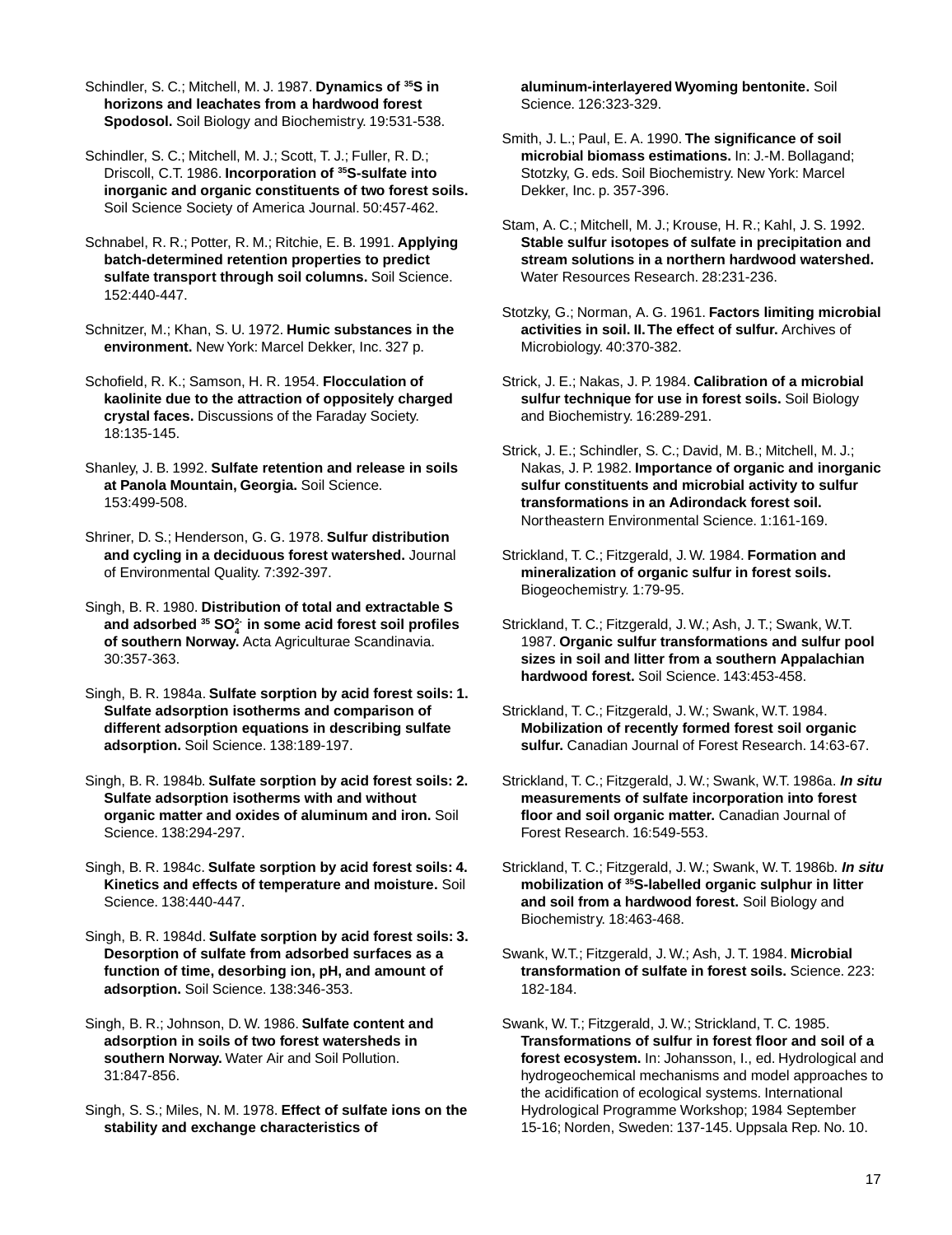Schindler, S. C.; Mitchell, M. J. 1987. **Dynamics of $^{35}S$ in horizons and leachates from a hardwood forest Spodosol.** Soil Biology and Biochemistry. 19:531-538.

Schindler, S. C.; Mitchell, M. J.; Scott, T. J.; Fuller, R. D.; Driscoll, C.T. 1986. **Incorporation of $^{35}S$-sulfate into inorganic and organic constituents of two forest soils.** Soil Science Society of America Journal. 50:457-462.

Schnabel, R. R.; Potter, R. M.; Ritchie, E. B. 1991. **Applying batch-determined retention properties to predict sulfate transport through soil columns.** Soil Science. 152:440-447.

Schnitzer, M.; Khan, S. U. 1972. **Humic substances in the environment.** New York: Marcel Dekker, Inc. 327 p.

Schofield, R. K.; Samson, H. R. 1954. **Flocculation of kaolinite due to the attraction of oppositely charged crystal faces.** Discussions of the Faraday Society. 18:135-145.

Shanley, J. B. 1992. **Sulfate retention and release in soils at Panola Mountain, Georgia.** Soil Science. 153:499-508.

Shriner, D. S.; Henderson, G. G. 1978. **Sulfur distribution and cycling in a deciduous forest watershed.** Journal of Environmental Quality. 7:392-397.

Singh, B. R. 1980. **Distribution of total and extractable S and adsorbed $^{35}SO_4^{2-}$ in some acid forest soil profiles of southern Norway.** Acta Agriculturae Scandinavia. 30:357-363.

Singh, B. R. 1984a. **Sulfate sorption by acid forest soils: 1. Sulfate adsorption isotherms and comparison of different adsorption equations in describing sulfate adsorption.** Soil Science. 138:189-197.

Singh, B. R. 1984b. **Sulfate sorption by acid forest soils: 2. Sulfate adsorption isotherms with and without organic matter and oxides of aluminum and iron.** Soil Science. 138:294-297.

Singh, B. R. 1984c. **Sulfate sorption by acid forest soils: 4. Kinetics and effects of temperature and moisture.** Soil Science. 138:440-447.

Singh, B. R. 1984d. **Sulfate sorption by acid forest soils: 3. Desorption of sulfate from adsorbed surfaces as a function of time, desorbing ion, pH, and amount of adsorption.** Soil Science. 138:346-353.

Singh, B. R.; Johnson, D. W. 1986. **Sulfate content and adsorption in soils of two forest watersheds in southern Norway.** Water Air and Soil Pollution. 31:847-856.

Singh, S. S.; Miles, N. M. 1978. **Effect of sulfate ions on the stability and exchange characteristics of aluminum-interlayered Wyoming bentonite.** Soil Science. 126:323-329.

Smith, J. L.; Paul, E. A. 1990. **The significance of soil microbial biomass estimations.** In: J.-M. Bollagand; Stotzky, G. eds. Soil Biochemistry. New York: Marcel Dekker, Inc. p. 357-396.

Stam, A. C.; Mitchell, M. J.; Krouse, H. R.; Kahl, J. S. 1992. **Stable sulfur isotopes of sulfate in precipitation and stream solutions in a northern hardwood watershed.** Water Resources Research. 28:231-236.

Stotzky, G.; Norman, A. G. 1961. **Factors limiting microbial activities in soil. II. The effect of sulfur.** Archives of Microbiology. 40:370-382.

Strick, J. E.; Nakas, J. P. 1984. **Calibration of a microbial sulfur technique for use in forest soils.** Soil Biology and Biochemistry. 16:289-291.

Strick, J. E.; Schindler, S. C.; David, M. B.; Mitchell, M. J.; Nakas, J. P. 1982. **Importance of organic and inorganic sulfur constituents and microbial activity to sulfur transformations in an Adirondack forest soil.** Northeastern Environmental Science. 1:161-169.

Strickland, T. C.; Fitzgerald, J. W. 1984. **Formation and mineralization of organic sulfur in forest soils.** Biogeochemistry. 1:79-95.

Strickland, T. C.; Fitzgerald, J. W.; Ash, J. T.; Swank, W.T. 1987. **Organic sulfur transformations and sulfur pool sizes in soil and litter from a southern Appalachian hardwood forest.** Soil Science. 143:453-458.

Strickland, T. C.; Fitzgerald, J. W.; Swank, W.T. 1984. **Mobilization of recently formed forest soil organic sulfur.** Canadian Journal of Forest Research. 14:63-67.

Strickland, T. C.; Fitzgerald, J. W.; Swank, W.T. 1986a. ***In situ* measurements of sulfate incorporation into forest floor and soil organic matter.** Canadian Journal of Forest Research. 16:549-553.

Strickland, T. C.; Fitzgerald, J. W.; Swank, W. T. 1986b. ***In situ* mobilization of $^{35}S$-labelled organic sulphur in litter and soil from a hardwood forest.** Soil Biology and Biochemistry. 18:463-468.

Swank, W.T.; Fitzgerald, J. W.; Ash, J. T. 1984. **Microbial transformation of sulfate in forest soils.** Science. 223: 182-184.

Swank, W. T.; Fitzgerald, J. W.; Strickland, T. C. 1985. **Transformations of sulfur in forest floor and soil of a forest ecosystem.** In: Johansson, I., ed. Hydrological and hydrogeochemical mechanisms and model approaches to the acidification of ecological systems. International Hydrological Programme Workshop; 1984 September 15-16; Norden, Sweden: 137-145. Uppsala Rep. No. 10.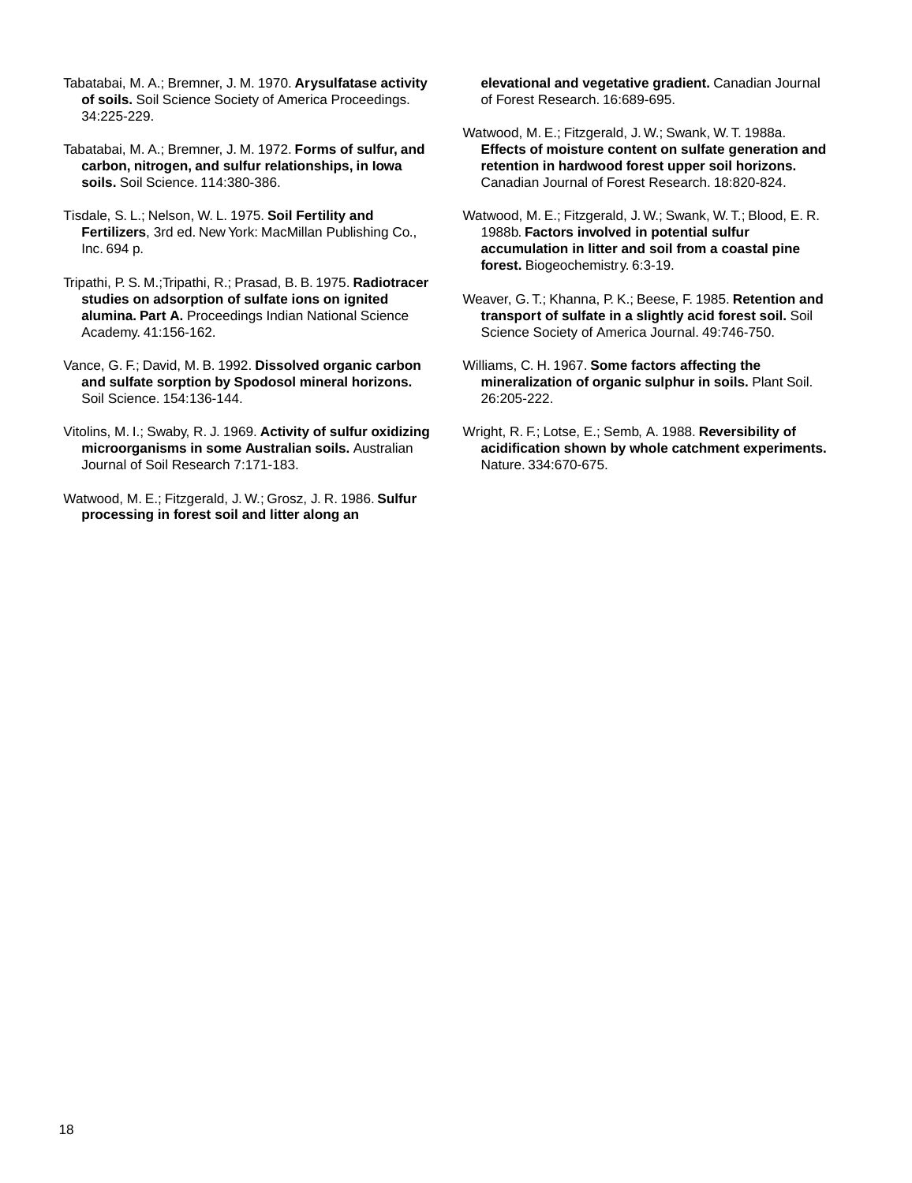Tabatabai, M. A.; Bremner, J. M. 1970. **Arysulfatase activity of soils.** Soil Science Society of America Proceedings. 34:225-229.

Tabatabai, M. A.; Bremner, J. M. 1972. **Forms of sulfur, and carbon, nitrogen, and sulfur relationships, in Iowa soils.** Soil Science. 114:380-386.

Tisdale, S. L.; Nelson, W. L. 1975. **Soil Fertility and Fertilizers**, 3rd ed. New York: MacMillan Publishing Co., Inc. 694 p.

Tripathi, P. S. M.;Tripathi, R.; Prasad, B. B. 1975. **Radiotracer studies on adsorption of sulfate ions on ignited alumina. Part A.** Proceedings Indian National Science Academy. 41:156-162.

Vance, G. F.; David, M. B. 1992. **Dissolved organic carbon and sulfate sorption by Spodosol mineral horizons.** Soil Science. 154:136-144.

Vitolins, M. I.; Swaby, R. J. 1969. **Activity of sulfur oxidizing microorganisms in some Australian soils.** Australian Journal of Soil Research 7:171-183.

Watwood, M. E.; Fitzgerald, J. W.; Grosz, J. R. 1986. **Sulfur processing in forest soil and litter along an elevational and vegetative gradient.** Canadian Journal of Forest Research. 16:689-695.

Watwood, M. E.; Fitzgerald, J. W.; Swank, W. T. 1988a. **Effects of moisture content on sulfate generation and retention in hardwood forest upper soil horizons.** Canadian Journal of Forest Research. 18:820-824.

Watwood, M. E.; Fitzgerald, J. W.; Swank, W. T.; Blood, E. R. 1988b. **Factors involved in potential sulfur accumulation in litter and soil from a coastal pine forest.** Biogeochemistry. 6:3-19.

Weaver, G. T.; Khanna, P. K.; Beese, F. 1985. **Retention and transport of sulfate in a slightly acid forest soil.** Soil Science Society of America Journal. 49:746-750.

Williams, C. H. 1967. **Some factors affecting the mineralization of organic sulphur in soils.** Plant Soil. 26:205-222.

Wright, R. F.; Lotse, E.; Semb, A. 1988. **Reversibility of acidification shown by whole catchment experiments.** Nature. 334:670-675.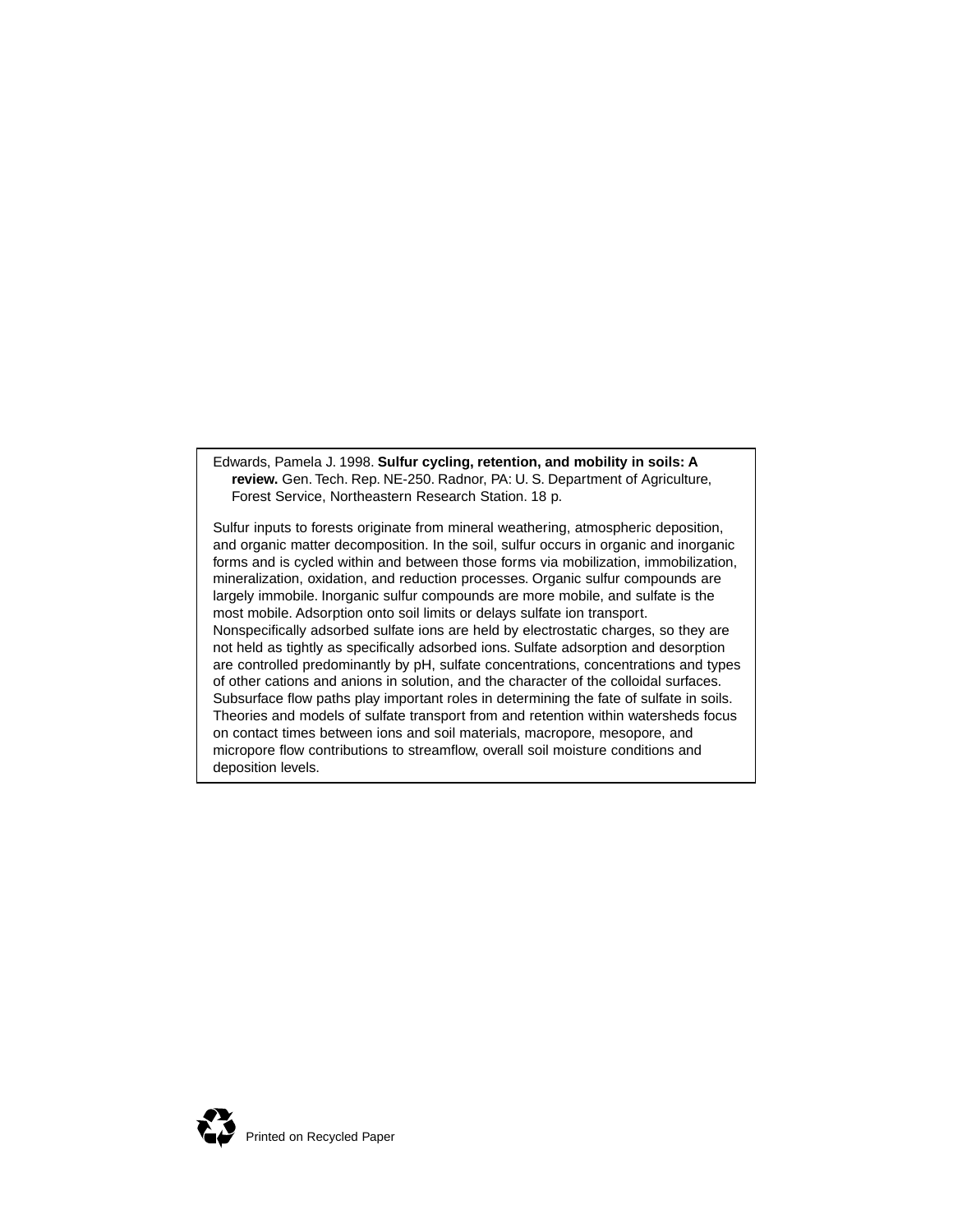Edwards, Pamela J. 1998. **Sulfur cycling, retention, and mobility in soils: A review.** Gen. Tech. Rep. NE-250. Radnor, PA: U. S. Department of Agriculture, Forest Service, Northeastern Research Station. 18 p.

Sulfur inputs to forests originate from mineral weathering, atmospheric deposition, and organic matter decomposition. In the soil, sulfur occurs in organic and inorganic forms and is cycled within and between those forms via mobilization, immobilization, mineralization, oxidation, and reduction processes. Organic sulfur compounds are largely immobile. Inorganic sulfur compounds are more mobile, and sulfate is the most mobile. Adsorption onto soil limits or delays sulfate ion transport. Nonspecifically adsorbed sulfate ions are held by electrostatic charges, so they are not held as tightly as specifically adsorbed ions. Sulfate adsorption and desorption are controlled predominantly by pH, sulfate concentrations, concentrations and types of other cations and anions in solution, and the character of the colloidal surfaces. Subsurface flow paths play important roles in determining the fate of sulfate in soils. Theories and models of sulfate transport from and retention within watersheds focus on contact times between ions and soil materials, macropore, mesopore, and micropore flow contributions to streamflow, overall soil moisture conditions and deposition levels.

Printed on Recycled Paper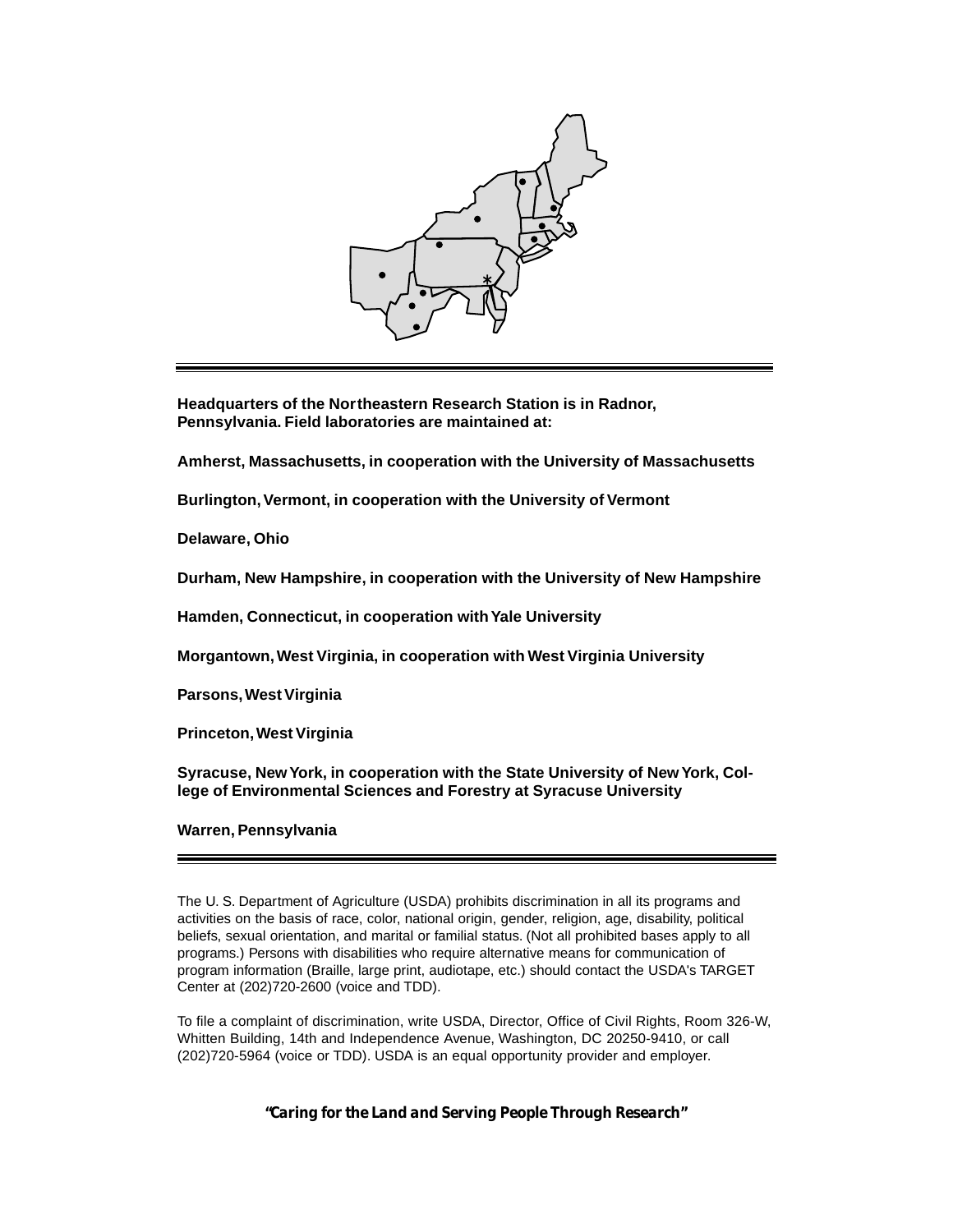**Headquarters of the Northeastern Research Station is in Radnor, Pennsylvania. Field laboratories are maintained at:**

**Amherst, Massachusetts, in cooperation with the University of Massachusetts**

**Burlington, Vermont, in cooperation with the University of Vermont**

**Delaware, Ohio**

**Durham, New Hampshire, in cooperation with the University of New Hampshire**

**Hamden, Connecticut, in cooperation with Yale University**

**Morgantown, West Virginia, in cooperation with West Virginia University**

**Parsons, West Virginia**

**Princeton, West Virginia**

**Syracuse, New York, in cooperation with the State University of New York, College of Environmental Sciences and Forestry at Syracuse University**

**Warren, Pennsylvania**

The U. S. Department of Agriculture (USDA) prohibits discrimination in all its programs and activities on the basis of race, color, national origin, gender, religion, age, disability, political beliefs, sexual orientation, and marital or familial status. (Not all prohibited bases apply to all programs.) Persons with disabilities who require alternative means for communication of program information (Braille, large print, audiotape, etc.) should contact the USDA's TARGET Center at (202)720-2600 (voice and TDD).

To file a complaint of discrimination, write USDA, Director, Office of Civil Rights, Room 326-W, Whitten Building, 14th and Independence Avenue, Washington, DC 20250-9410, or call (202)720-5964 (voice or TDD). USDA is an equal opportunity provider and employer.

***"Caring for the Land and Serving People Through Research"***